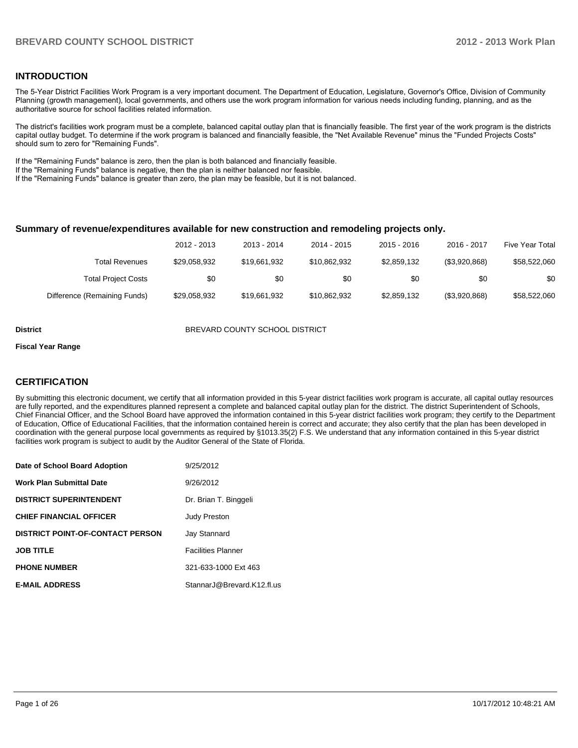## INTRODUCTION

The 5-Year District Facilities Work Program is a very important document. The Department of Education, Legislature, Governor's Office, Division of Community Planning (growth management), local governments, and others use the work program information for various needs including funding, planning, and as the authoritative source for school facilities related information.

The district's facilities work program must be a complete, balanced capital outlay plan that is financially feasible. The first year of the work program is the districts capital outlay budget. To determine if the work program is balanced and financially feasible, the "Net Available Revenue" minus the "Funded Projects Costs" should sum to zero for "Remaining Funds".

If the "Remaining Funds" balance is zero, then the plan is both balanced and financially feasible.
If the "Remaining Funds" balance is negative, then the plan is neither balanced nor feasible.
If the "Remaining Funds" balance is greater than zero, the plan may be feasible, but it is not balanced.

### Summary of revenue/expenditures available for new construction and remodeling projects only.

| | 2012 - 2013 | 2013 - 2014 | 2014 - 2015 | 2015 - 2016 | 2016 - 2017 | Five Year Total |
|---|---|---|---|---|---|---|
| Total Revenues | $29,058,932 | $19,661,932 | $10,862,932 | $2,859,132 | ($3,920,868) | $58,522,060 |
| Total Project Costs | $0 | $0 | $0 | $0 | $0 | $0 |
| Difference (Remaining Funds) | $29,058,932 | $19,661,932 | $10,862,932 | $2,859,132 | ($3,920,868) | $58,522,060 |

**District** BREVARD COUNTY SCHOOL DISTRICT

**Fiscal Year Range**

## CERTIFICATION

By submitting this electronic document, we certify that all information provided in this 5-year district facilities work program is accurate, all capital outlay resources are fully reported, and the expenditures planned represent a complete and balanced capital outlay plan for the district. The district Superintendent of Schools, Chief Financial Officer, and the School Board have approved the information contained in this 5-year district facilities work program; they certify to the Department of Education, Office of Educational Facilities, that the information contained herein is correct and accurate; they also certify that the plan has been developed in coordination with the general purpose local governments as required by §1013.35(2) F.S. We understand that any information contained in this 5-year district facilities work program is subject to audit by the Auditor General of the State of Florida.

| | |
|---|---|
| **Date of School Board Adoption** | 9/25/2012 |
| **Work Plan Submittal Date** | 9/26/2012 |
| **DISTRICT SUPERINTENDENT** | Dr. Brian T. Binggeli |
| **CHIEF FINANCIAL OFFICER** | Judy Preston |
| **DISTRICT POINT-OF-CONTACT PERSON** | Jay Stannard |
| **JOB TITLE** | Facilities Planner |
| **PHONE NUMBER** | 321-633-1000 Ext 463 |
| **E-MAIL ADDRESS** | StannarJ@Brevard.K12.fl.us |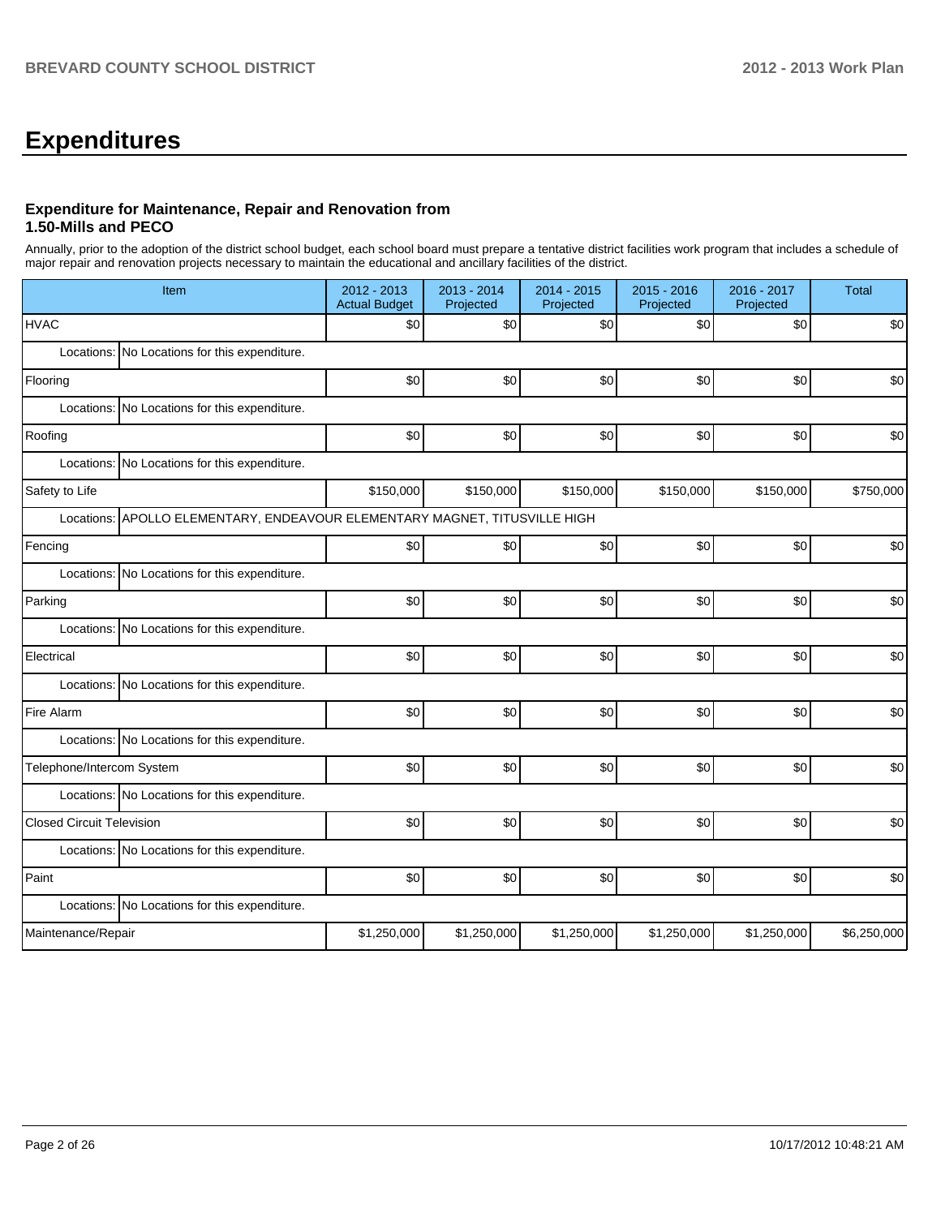# Expenditures

### Expenditure for Maintenance, Repair and Renovation from 1.50-Mills and PECO

Annually, prior to the adoption of the district school budget, each school board must prepare a tentative district facilities work program that includes a schedule of major repair and renovation projects necessary to maintain the educational and ancillary facilities of the district.

| Item | | 2012 - 2013 Actual Budget | 2013 - 2014 Projected | 2014 - 2015 Projected | 2015 - 2016 Projected | 2016 - 2017 Projected | Total |
|---|---|---|---|---|---|---|---|
| HVAC | | $0 | $0 | $0 | $0 | $0 | $0 |
| Locations: | No Locations for this expenditure. | | | | | | |
| Flooring | | $0 | $0 | $0 | $0 | $0 | $0 |
| Locations: | No Locations for this expenditure. | | | | | | |
| Roofing | | $0 | $0 | $0 | $0 | $0 | $0 |
| Locations: | No Locations for this expenditure. | | | | | | |
| Safety to Life | | $150,000 | $150,000 | $150,000 | $150,000 | $150,000 | $750,000 |
| Locations: | APOLLO ELEMENTARY, ENDEAVOUR ELEMENTARY MAGNET, TITUSVILLE HIGH | | | | | | |
| Fencing | | $0 | $0 | $0 | $0 | $0 | $0 |
| Locations: | No Locations for this expenditure. | | | | | | |
| Parking | | $0 | $0 | $0 | $0 | $0 | $0 |
| Locations: | No Locations for this expenditure. | | | | | | |
| Electrical | | $0 | $0 | $0 | $0 | $0 | $0 |
| Locations: | No Locations for this expenditure. | | | | | | |
| Fire Alarm | | $0 | $0 | $0 | $0 | $0 | $0 |
| Locations: | No Locations for this expenditure. | | | | | | |
| Telephone/Intercom System | | $0 | $0 | $0 | $0 | $0 | $0 |
| Locations: | No Locations for this expenditure. | | | | | | |
| Closed Circuit Television | | $0 | $0 | $0 | $0 | $0 | $0 |
| Locations: | No Locations for this expenditure. | | | | | | |
| Paint | | $0 | $0 | $0 | $0 | $0 | $0 |
| Locations: | No Locations for this expenditure. | | | | | | |
| Maintenance/Repair | | $1,250,000 | $1,250,000 | $1,250,000 | $1,250,000 | $1,250,000 | $6,250,000 |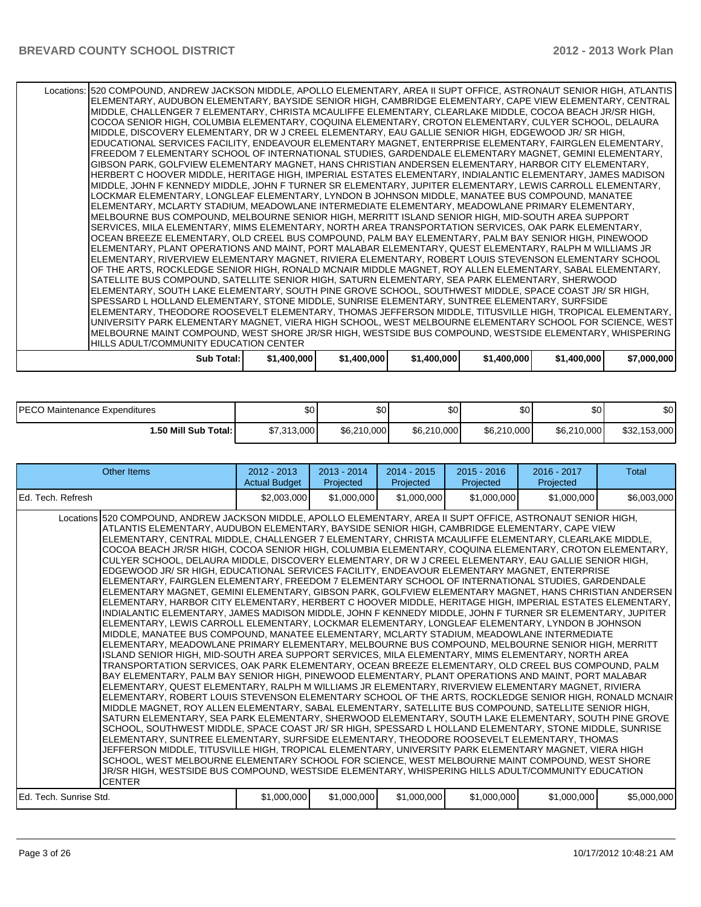| | | | | | | |
|---|---|---|---|---|---|---|
| Locations: | 520 COMPOUND, ANDREW JACKSON MIDDLE, APOLLO ELEMENTARY, AREA II SUPT OFFICE, ASTRONAUT SENIOR HIGH, ATLANTIS ELEMENTARY, AUDUBON ELEMENTARY, BAYSIDE SENIOR HIGH, CAMBRIDGE ELEMENTARY, CAPE VIEW ELEMENTARY, CENTRAL MIDDLE, CHALLENGER 7 ELEMENTARY, CHRISTA MCAULIFFE ELEMENTARY, CLEARLAKE MIDDLE, COCOA BEACH JR/SR HIGH, COCOA SENIOR HIGH, COLUMBIA ELEMENTARY, COQUINA ELEMENTARY, CROTON ELEMENTARY, CULYER SCHOOL, DELAURA MIDDLE, DISCOVERY ELEMENTARY, DR W J CREEL ELEMENTARY, EAU GALLIE SENIOR HIGH, EDGEWOOD JR/ SR HIGH, EDUCATIONAL SERVICES FACILITY, ENDEAVOUR ELEMENTARY MAGNET, ENTERPRISE ELEMENTARY, FAIRGLEN ELEMENTARY, FREEDOM 7 ELEMENTARY SCHOOL OF INTERNATIONAL STUDIES, GARDENDALE ELEMENTARY MAGNET, GEMINI ELEMENTARY, GIBSON PARK, GOLFVIEW ELEMENTARY MAGNET, HANS CHRISTIAN ANDERSEN ELEMENTARY, HARBOR CITY ELEMENTARY, HERBERT C HOOVER MIDDLE, HERITAGE HIGH, IMPERIAL ESTATES ELEMENTARY, INDIALANTIC ELEMENTARY, JAMES MADISON MIDDLE, JOHN F KENNEDY MIDDLE, JOHN F TURNER SR ELEMENTARY, JUPITER ELEMENTARY, LEWIS CARROLL ELEMENTARY, LOCKMAR ELEMENTARY, LONGLEAF ELEMENTARY, LYNDON B JOHNSON MIDDLE, MANATEE BUS COMPOUND, MANATEE ELEMENTARY, MCLARTY STADIUM, MEADOWLANE INTERMEDIATE ELEMENTARY, MEADOWLANE PRIMARY ELEMENTARY, MELBOURNE BUS COMPOUND, MELBOURNE SENIOR HIGH, MERRITT ISLAND SENIOR HIGH, MID-SOUTH AREA SUPPORT SERVICES, MILA ELEMENTARY, MIMS ELEMENTARY, NORTH AREA TRANSPORTATION SERVICES, OAK PARK ELEMENTARY, OCEAN BREEZE ELEMENTARY, OLD CREEL BUS COMPOUND, PALM BAY ELEMENTARY, PALM BAY SENIOR HIGH, PINEWOOD ELEMENTARY, PLANT OPERATIONS AND MAINT, PORT MALABAR ELEMENTARY, QUEST ELEMENTARY, RALPH M WILLIAMS JR ELEMENTARY, RIVERVIEW ELEMENTARY MAGNET, RIVIERA ELEMENTARY, ROBERT LOUIS STEVENSON ELEMENTARY SCHOOL OF THE ARTS, ROCKLEDGE SENIOR HIGH, RONALD MCNAIR MIDDLE MAGNET, ROY ALLEN ELEMENTARY, SABAL ELEMENTARY, SATELLITE BUS COMPOUND, SATELLITE SENIOR HIGH, SATURN ELEMENTARY, SEA PARK ELEMENTARY, SHERWOOD ELEMENTARY, SOUTH LAKE ELEMENTARY, SOUTH PINE GROVE SCHOOL, SOUTHWEST MIDDLE, SPACE COAST JR/ SR HIGH, SPESSARD L HOLLAND ELEMENTARY, STONE MIDDLE, SUNRISE ELEMENTARY, SUNTREE ELEMENTARY, SURFSIDE ELEMENTARY, THEODORE ROOSEVELT ELEMENTARY, THOMAS JEFFERSON MIDDLE, TITUSVILLE HIGH, TROPICAL ELEMENTARY, UNIVERSITY PARK ELEMENTARY MAGNET, VIERA HIGH SCHOOL, WEST MELBOURNE ELEMENTARY SCHOOL FOR SCIENCE, WEST MELBOURNE MAINT COMPOUND, WEST SHORE JR/SR HIGH, WESTSIDE BUS COMPOUND, WESTSIDE ELEMENTARY, WHISPERING HILLS ADULT/COMMUNITY EDUCATION CENTER | | | | | |
| Sub Total: | $1,400,000 | $1,400,000 | $1,400,000 | $1,400,000 | $1,400,000 | $7,000,000 |

| | | | | | | |
|---|---|---|---|---|---|---|
| PECO Maintenance Expenditures | $0 | $0 | $0 | $0 | $0 | $0 |
| 1.50 Mill Sub Total: | $7,313,000 | $6,210,000 | $6,210,000 | $6,210,000 | $6,210,000 | $32,153,000 |

| Other Items | 2012 - 2013 Actual Budget | 2013 - 2014 Projected | 2014 - 2015 Projected | 2015 - 2016 Projected | 2016 - 2017 Projected | Total |
|---|---|---|---|---|---|---|
| Ed. Tech. Refresh | $2,003,000 | $1,000,000 | $1,000,000 | $1,000,000 | $1,000,000 | $6,003,000 |
| Locations: 520 COMPOUND, ANDREW JACKSON MIDDLE, APOLLO ELEMENTARY, AREA II SUPT OFFICE, ASTRONAUT SENIOR HIGH, ATLANTIS ELEMENTARY, AUDUBON ELEMENTARY, BAYSIDE SENIOR HIGH, CAMBRIDGE ELEMENTARY, CAPE VIEW ELEMENTARY, CENTRAL MIDDLE, CHALLENGER 7 ELEMENTARY, CHRISTA MCAULIFFE ELEMENTARY, CLEARLAKE MIDDLE, COCOA BEACH JR/SR HIGH, COCOA SENIOR HIGH, COLUMBIA ELEMENTARY, COQUINA ELEMENTARY, CROTON ELEMENTARY, CULYER SCHOOL, DELAURA MIDDLE, DISCOVERY ELEMENTARY, DR W J CREEL ELEMENTARY, EAU GALLIE SENIOR HIGH, EDGEWOOD JR/ SR HIGH, EDUCATIONAL SERVICES FACILITY, ENDEAVOUR ELEMENTARY MAGNET, ENTERPRISE ELEMENTARY, FAIRGLEN ELEMENTARY, FREEDOM 7 ELEMENTARY SCHOOL OF INTERNATIONAL STUDIES, GARDENDALE ELEMENTARY MAGNET, GEMINI ELEMENTARY, GIBSON PARK, GOLFVIEW ELEMENTARY MAGNET, HANS CHRISTIAN ANDERSEN ELEMENTARY, HARBOR CITY ELEMENTARY, HERBERT C HOOVER MIDDLE, HERITAGE HIGH, IMPERIAL ESTATES ELEMENTARY, INDIALANTIC ELEMENTARY, JAMES MADISON MIDDLE, JOHN F KENNEDY MIDDLE, JOHN F TURNER SR ELEMENTARY, JUPITER ELEMENTARY, LEWIS CARROLL ELEMENTARY, LOCKMAR ELEMENTARY, LONGLEAF ELEMENTARY, LYNDON B JOHNSON MIDDLE, MANATEE BUS COMPOUND, MANATEE ELEMENTARY, MCLARTY STADIUM, MEADOWLANE INTERMEDIATE ELEMENTARY, MEADOWLANE PRIMARY ELEMENTARY, MELBOURNE BUS COMPOUND, MELBOURNE SENIOR HIGH, MERRITT ISLAND SENIOR HIGH, MID-SOUTH AREA SUPPORT SERVICES, MILA ELEMENTARY, MIMS ELEMENTARY, NORTH AREA TRANSPORTATION SERVICES, OAK PARK ELEMENTARY, OCEAN BREEZE ELEMENTARY, OLD CREEL BUS COMPOUND, PALM BAY ELEMENTARY, PALM BAY SENIOR HIGH, PINEWOOD ELEMENTARY, PLANT OPERATIONS AND MAINT, PORT MALABAR ELEMENTARY, QUEST ELEMENTARY, RALPH M WILLIAMS JR ELEMENTARY, RIVERVIEW ELEMENTARY MAGNET, RIVIERA ELEMENTARY, ROBERT LOUIS STEVENSON ELEMENTARY SCHOOL OF THE ARTS, ROCKLEDGE SENIOR HIGH, RONALD MCNAIR MIDDLE MAGNET, ROY ALLEN ELEMENTARY, SABAL ELEMENTARY, SATELLITE BUS COMPOUND, SATELLITE SENIOR HIGH, SATURN ELEMENTARY, SEA PARK ELEMENTARY, SHERWOOD ELEMENTARY, SOUTH LAKE ELEMENTARY, SOUTH PINE GROVE SCHOOL, SOUTHWEST MIDDLE, SPACE COAST JR/ SR HIGH, SPESSARD L HOLLAND ELEMENTARY, STONE MIDDLE, SUNRISE ELEMENTARY, SUNTREE ELEMENTARY, SURFSIDE ELEMENTARY, THEODORE ROOSEVELT ELEMENTARY, THOMAS JEFFERSON MIDDLE, TITUSVILLE HIGH, TROPICAL ELEMENTARY, UNIVERSITY PARK ELEMENTARY MAGNET, VIERA HIGH SCHOOL, WEST MELBOURNE ELEMENTARY SCHOOL FOR SCIENCE, WEST MELBOURNE MAINT COMPOUND, WEST SHORE JR/SR HIGH, WESTSIDE BUS COMPOUND, WESTSIDE ELEMENTARY, WHISPERING HILLS ADULT/COMMUNITY EDUCATION CENTER | | | | | | |
| Ed. Tech. Sunrise Std. | $1,000,000 | $1,000,000 | $1,000,000 | $1,000,000 | $1,000,000 | $5,000,000 |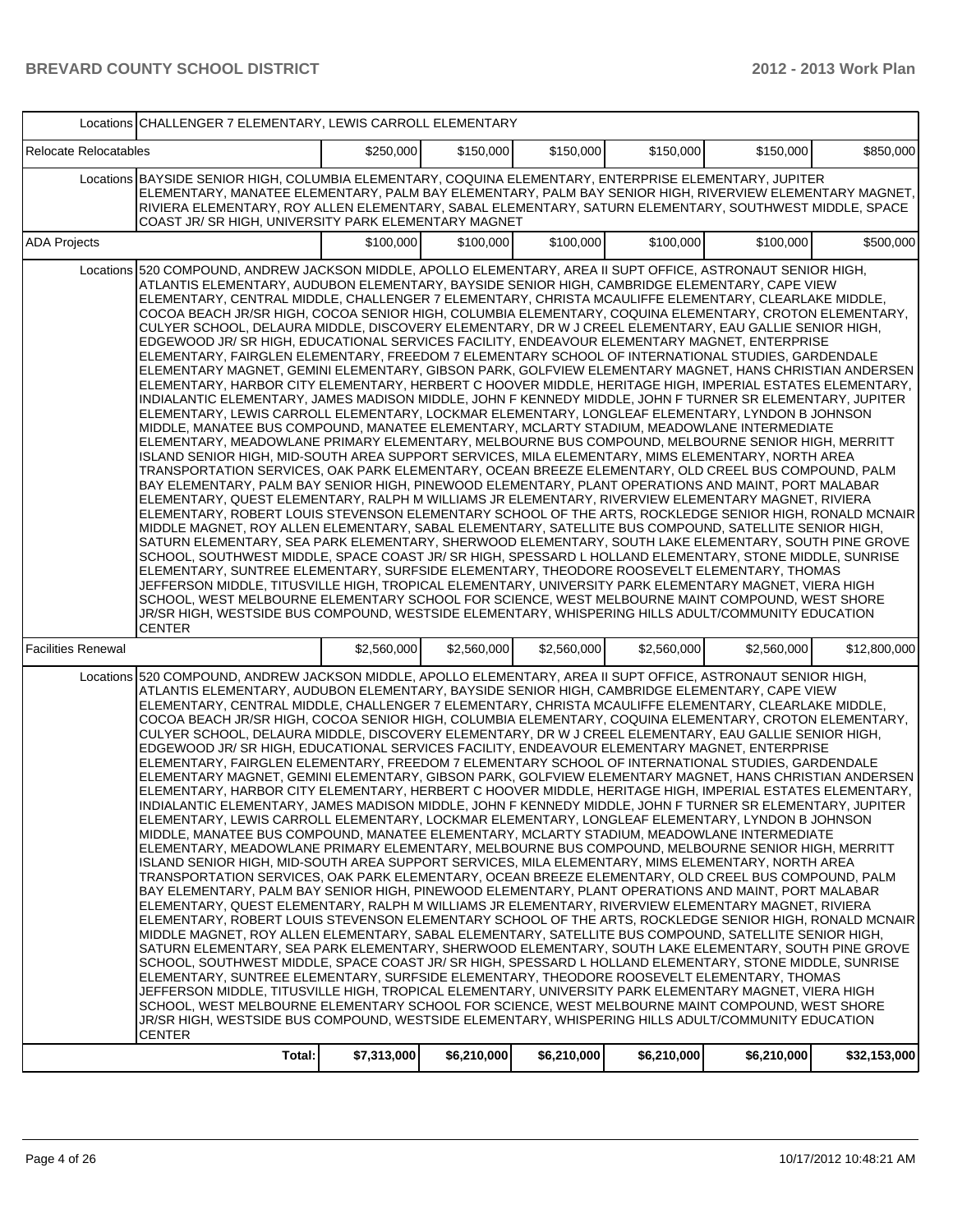| | | | | | | | |
|---|---|---|---|---|---|---|---|
| | Locations | CHALLENGER 7 ELEMENTARY, LEWIS CARROLL ELEMENTARY | | | | | |
| Relocate Relocatables | | $250,000 | $150,000 | $150,000 | $150,000 | $150,000 | $850,000 |
| | Locations | BAYSIDE SENIOR HIGH, COLUMBIA ELEMENTARY, COQUINA ELEMENTARY, ENTERPRISE ELEMENTARY, JUPITER ELEMENTARY, MANATEE ELEMENTARY, PALM BAY ELEMENTARY, PALM BAY SENIOR HIGH, RIVERVIEW ELEMENTARY MAGNET, RIVIERA ELEMENTARY, ROY ALLEN ELEMENTARY, SABAL ELEMENTARY, SATURN ELEMENTARY, SOUTHWEST MIDDLE, SPACE COAST JR/ SR HIGH, UNIVERSITY PARK ELEMENTARY MAGNET | | | | | |
| ADA Projects | | $100,000 | $100,000 | $100,000 | $100,000 | $100,000 | $500,000 |
| | Locations | 520 COMPOUND, ANDREW JACKSON MIDDLE, APOLLO ELEMENTARY, AREA II SUPT OFFICE, ASTRONAUT SENIOR HIGH, ATLANTIS ELEMENTARY, AUDUBON ELEMENTARY, BAYSIDE SENIOR HIGH, CAMBRIDGE ELEMENTARY, CAPE VIEW ELEMENTARY, CENTRAL MIDDLE, CHALLENGER 7 ELEMENTARY, CHRISTA MCAULIFFE ELEMENTARY, CLEARLAKE MIDDLE, COCOA BEACH JR/SR HIGH, COCOA SENIOR HIGH, COLUMBIA ELEMENTARY, COQUINA ELEMENTARY, CROTON ELEMENTARY, CULYER SCHOOL, DELAURA MIDDLE, DISCOVERY ELEMENTARY, DR W J CREEL ELEMENTARY, EAU GALLIE SENIOR HIGH, EDGEWOOD JR/ SR HIGH, EDUCATIONAL SERVICES FACILITY, ENDEAVOUR ELEMENTARY MAGNET, ENTERPRISE ELEMENTARY, FAIRGLEN ELEMENTARY, FREEDOM 7 ELEMENTARY SCHOOL OF INTERNATIONAL STUDIES, GARDENDALE ELEMENTARY MAGNET, GEMINI ELEMENTARY, GIBSON PARK, GOLFVIEW ELEMENTARY MAGNET, HANS CHRISTIAN ANDERSEN ELEMENTARY, HARBOR CITY ELEMENTARY, HERBERT C HOOVER MIDDLE, HERITAGE HIGH, IMPERIAL ESTATES ELEMENTARY, INDIALANTIC ELEMENTARY, JAMES MADISON MIDDLE, JOHN F KENNEDY MIDDLE, JOHN F TURNER SR ELEMENTARY, JUPITER ELEMENTARY, LEWIS CARROLL ELEMENTARY, LOCKMAR ELEMENTARY, LONGLEAF ELEMENTARY, LYNDON B JOHNSON MIDDLE, MANATEE BUS COMPOUND, MANATEE ELEMENTARY, MCLARTY STADIUM, MEADOWLANE INTERMEDIATE ELEMENTARY, MEADOWLANE PRIMARY ELEMENTARY, MELBOURNE BUS COMPOUND, MELBOURNE SENIOR HIGH, MERRITT ISLAND SENIOR HIGH, MID-SOUTH AREA SUPPORT SERVICES, MILA ELEMENTARY, MIMS ELEMENTARY, NORTH AREA TRANSPORTATION SERVICES, OAK PARK ELEMENTARY, OCEAN BREEZE ELEMENTARY, OLD CREEL BUS COMPOUND, PALM BAY ELEMENTARY, PALM BAY SENIOR HIGH, PINEWOOD ELEMENTARY, PLANT OPERATIONS AND MAINT, PORT MALABAR ELEMENTARY, QUEST ELEMENTARY, RALPH M WILLIAMS JR ELEMENTARY, RIVERVIEW ELEMENTARY MAGNET, RIVIERA ELEMENTARY, ROBERT LOUIS STEVENSON ELEMENTARY SCHOOL OF THE ARTS, ROCKLEDGE SENIOR HIGH, RONALD MCNAIR MIDDLE MAGNET, ROY ALLEN ELEMENTARY, SABAL ELEMENTARY, SATELLITE BUS COMPOUND, SATELLITE SENIOR HIGH, SATURN ELEMENTARY, SEA PARK ELEMENTARY, SHERWOOD ELEMENTARY, SOUTH LAKE ELEMENTARY, SOUTH PINE GROVE SCHOOL, SOUTHWEST MIDDLE, SPACE COAST JR/ SR HIGH, SPESSARD L HOLLAND ELEMENTARY, STONE MIDDLE, SUNRISE ELEMENTARY, SUNTREE ELEMENTARY, SURFSIDE ELEMENTARY, THEODORE ROOSEVELT ELEMENTARY, THOMAS JEFFERSON MIDDLE, TITUSVILLE HIGH, TROPICAL ELEMENTARY, UNIVERSITY PARK ELEMENTARY MAGNET, VIERA HIGH SCHOOL, WEST MELBOURNE ELEMENTARY SCHOOL FOR SCIENCE, WEST MELBOURNE MAINT COMPOUND, WEST SHORE JR/SR HIGH, WESTSIDE BUS COMPOUND, WESTSIDE ELEMENTARY, WHISPERING HILLS ADULT/COMMUNITY EDUCATION CENTER | | | | | |
| Facilities Renewal | | $2,560,000 | $2,560,000 | $2,560,000 | $2,560,000 | $2,560,000 | $12,800,000 |
| | Locations | 520 COMPOUND, ANDREW JACKSON MIDDLE, APOLLO ELEMENTARY, AREA II SUPT OFFICE, ASTRONAUT SENIOR HIGH, ATLANTIS ELEMENTARY, AUDUBON ELEMENTARY, BAYSIDE SENIOR HIGH, CAMBRIDGE ELEMENTARY, CAPE VIEW ELEMENTARY, CENTRAL MIDDLE, CHALLENGER 7 ELEMENTARY, CHRISTA MCAULIFFE ELEMENTARY, CLEARLAKE MIDDLE, COCOA BEACH JR/SR HIGH, COCOA SENIOR HIGH, COLUMBIA ELEMENTARY, COQUINA ELEMENTARY, CROTON ELEMENTARY, CULYER SCHOOL, DELAURA MIDDLE, DISCOVERY ELEMENTARY, DR W J CREEL ELEMENTARY, EAU GALLIE SENIOR HIGH, EDGEWOOD JR/ SR HIGH, EDUCATIONAL SERVICES FACILITY, ENDEAVOUR ELEMENTARY MAGNET, ENTERPRISE ELEMENTARY, FAIRGLEN ELEMENTARY, FREEDOM 7 ELEMENTARY SCHOOL OF INTERNATIONAL STUDIES, GARDENDALE ELEMENTARY MAGNET, GEMINI ELEMENTARY, GIBSON PARK, GOLFVIEW ELEMENTARY MAGNET, HANS CHRISTIAN ANDERSEN ELEMENTARY, HARBOR CITY ELEMENTARY, HERBERT C HOOVER MIDDLE, HERITAGE HIGH, IMPERIAL ESTATES ELEMENTARY, INDIALANTIC ELEMENTARY, JAMES MADISON MIDDLE, JOHN F KENNEDY MIDDLE, JOHN F TURNER SR ELEMENTARY, JUPITER ELEMENTARY, LEWIS CARROLL ELEMENTARY, LOCKMAR ELEMENTARY, LONGLEAF ELEMENTARY, LYNDON B JOHNSON MIDDLE, MANATEE BUS COMPOUND, MANATEE ELEMENTARY, MCLARTY STADIUM, MEADOWLANE INTERMEDIATE ELEMENTARY, MEADOWLANE PRIMARY ELEMENTARY, MELBOURNE BUS COMPOUND, MELBOURNE SENIOR HIGH, MERRITT ISLAND SENIOR HIGH, MID-SOUTH AREA SUPPORT SERVICES, MILA ELEMENTARY, MIMS ELEMENTARY, NORTH AREA TRANSPORTATION SERVICES, OAK PARK ELEMENTARY, OCEAN BREEZE ELEMENTARY, OLD CREEL BUS COMPOUND, PALM BAY ELEMENTARY, PALM BAY SENIOR HIGH, PINEWOOD ELEMENTARY, PLANT OPERATIONS AND MAINT, PORT MALABAR ELEMENTARY, QUEST ELEMENTARY, RALPH M WILLIAMS JR ELEMENTARY, RIVERVIEW ELEMENTARY MAGNET, RIVIERA ELEMENTARY, ROBERT LOUIS STEVENSON ELEMENTARY SCHOOL OF THE ARTS, ROCKLEDGE SENIOR HIGH, RONALD MCNAIR MIDDLE MAGNET, ROY ALLEN ELEMENTARY, SABAL ELEMENTARY, SATELLITE BUS COMPOUND, SATELLITE SENIOR HIGH, SATURN ELEMENTARY, SEA PARK ELEMENTARY, SHERWOOD ELEMENTARY, SOUTH LAKE ELEMENTARY, SOUTH PINE GROVE SCHOOL, SOUTHWEST MIDDLE, SPACE COAST JR/ SR HIGH, SPESSARD L HOLLAND ELEMENTARY, STONE MIDDLE, SUNRISE ELEMENTARY, SUNTREE ELEMENTARY, SURFSIDE ELEMENTARY, THEODORE ROOSEVELT ELEMENTARY, THOMAS JEFFERSON MIDDLE, TITUSVILLE HIGH, TROPICAL ELEMENTARY, UNIVERSITY PARK ELEMENTARY MAGNET, VIERA HIGH SCHOOL, WEST MELBOURNE ELEMENTARY SCHOOL FOR SCIENCE, WEST MELBOURNE MAINT COMPOUND, WEST SHORE JR/SR HIGH, WESTSIDE BUS COMPOUND, WESTSIDE ELEMENTARY, WHISPERING HILLS ADULT/COMMUNITY EDUCATION CENTER | | | | | |
| | **Total:** | **$7,313,000** | **$6,210,000** | **$6,210,000** | **$6,210,000** | **$6,210,000** | **$32,153,000** |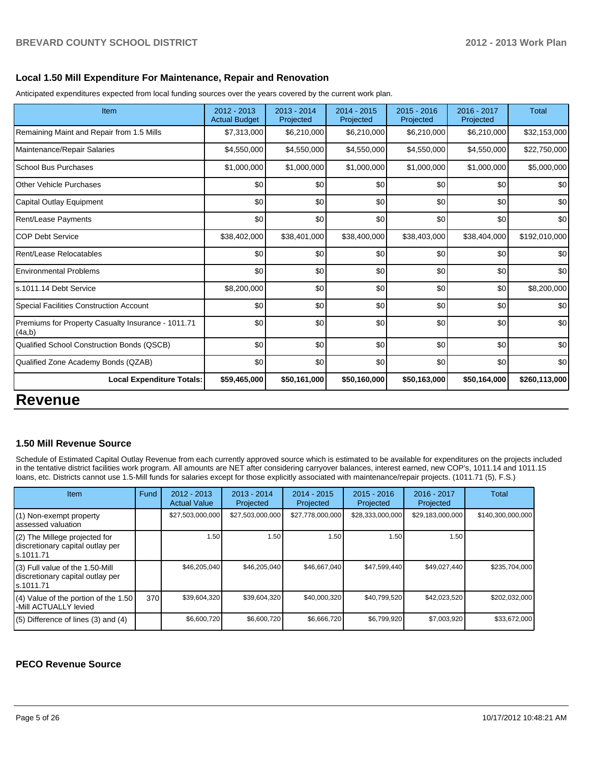## Local 1.50 Mill Expenditure For Maintenance, Repair and Renovation

Anticipated expenditures expected from local funding sources over the years covered by the current work plan.

| Item | 2012 - 2013 Actual Budget | 2013 - 2014 Projected | 2014 - 2015 Projected | 2015 - 2016 Projected | 2016 - 2017 Projected | Total |
|---|---|---|---|---|---|---|
| Remaining Maint and Repair from 1.5 Mills | $7,313,000 | $6,210,000 | $6,210,000 | $6,210,000 | $6,210,000 | $32,153,000 |
| Maintenance/Repair Salaries | $4,550,000 | $4,550,000 | $4,550,000 | $4,550,000 | $4,550,000 | $22,750,000 |
| School Bus Purchases | $1,000,000 | $1,000,000 | $1,000,000 | $1,000,000 | $1,000,000 | $5,000,000 |
| Other Vehicle Purchases | $0 | $0 | $0 | $0 | $0 | $0 |
| Capital Outlay Equipment | $0 | $0 | $0 | $0 | $0 | $0 |
| Rent/Lease Payments | $0 | $0 | $0 | $0 | $0 | $0 |
| COP Debt Service | $38,402,000 | $38,401,000 | $38,400,000 | $38,403,000 | $38,404,000 | $192,010,000 |
| Rent/Lease Relocatables | $0 | $0 | $0 | $0 | $0 | $0 |
| Environmental Problems | $0 | $0 | $0 | $0 | $0 | $0 |
| s.1011.14 Debt Service | $8,200,000 | $0 | $0 | $0 | $0 | $8,200,000 |
| Special Facilities Construction Account | $0 | $0 | $0 | $0 | $0 | $0 |
| Premiums for Property Casualty Insurance - 1011.71 (4a,b) | $0 | $0 | $0 | $0 | $0 | $0 |
| Qualified School Construction Bonds (QSCB) | $0 | $0 | $0 | $0 | $0 | $0 |
| Qualified Zone Academy Bonds (QZAB) | $0 | $0 | $0 | $0 | $0 | $0 |
| **Local Expenditure Totals:** | **$59,465,000** | **$50,161,000** | **$50,160,000** | **$50,163,000** | **$50,164,000** | **$260,113,000** |

# Revenue

### 1.50 Mill Revenue Source

Schedule of Estimated Capital Outlay Revenue from each currently approved source which is estimated to be available for expenditures on the projects included in the tentative district facilities work program. All amounts are NET after considering carryover balances, interest earned, new COP's, 1011.14 and 1011.15 loans, etc. Districts cannot use 1.5-Mill funds for salaries except for those explicitly associated with maintenance/repair projects. (1011.71 (5), F.S.)

| Item | Fund | 2012 - 2013 Actual Value | 2013 - 2014 Projected | 2014 - 2015 Projected | 2015 - 2016 Projected | 2016 - 2017 Projected | Total |
|---|---|---|---|---|---|---|---|
| (1) Non-exempt property assessed valuation | | $27,503,000,000 | $27,503,000,000 | $27,778,000,000 | $28,333,000,000 | $29,183,000,000 | $140,300,000,000 |
| (2) The Millege projected for discretionary capital outlay per s.1011.71 | | 1.50 | 1.50 | 1.50 | 1.50 | 1.50 | |
| (3) Full value of the 1.50-Mill discretionary capital outlay per s.1011.71 | | $46,205,040 | $46,205,040 | $46,667,040 | $47,599,440 | $49,027,440 | $235,704,000 |
| (4) Value of the portion of the 1.50 -Mill ACTUALLY levied | 370 | $39,604,320 | $39,604,320 | $40,000,320 | $40,799,520 | $42,023,520 | $202,032,000 |
| (5) Difference of lines (3) and (4) | | $6,600,720 | $6,600,720 | $6,666,720 | $6,799,920 | $7,003,920 | $33,672,000 |

### PECO Revenue Source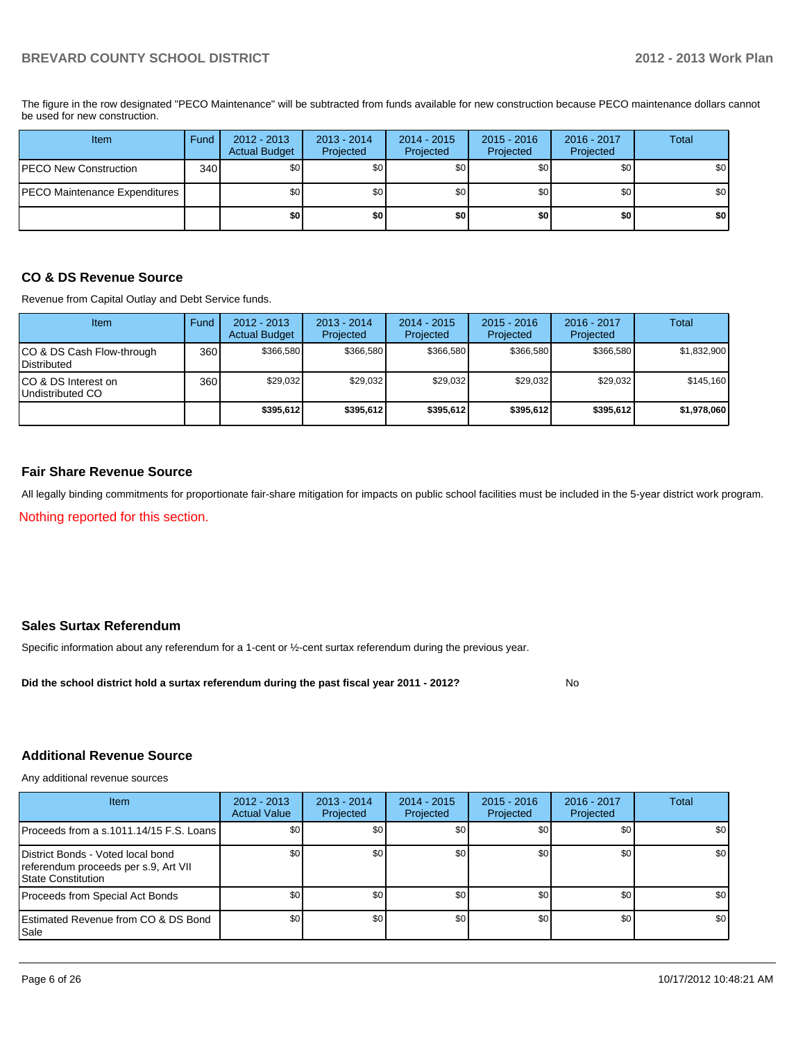The figure in the row designated "PECO Maintenance" will be subtracted from funds available for new construction because PECO maintenance dollars cannot be used for new construction.

| Item | Fund | 2012 - 2013 Actual Budget | 2013 - 2014 Projected | 2014 - 2015 Projected | 2015 - 2016 Projected | 2016 - 2017 Projected | Total |
|---|---|---|---|---|---|---|---|
| PECO New Construction | 340 | $0 | $0 | $0 | $0 | $0 | $0 |
| PECO Maintenance Expenditures | | $0 | $0 | $0 | $0 | $0 | $0 |
| | | **$0** | **$0** | **$0** | **$0** | **$0** | **$0** |

## CO & DS Revenue Source

Revenue from Capital Outlay and Debt Service funds.

| Item | Fund | 2012 - 2013 Actual Budget | 2013 - 2014 Projected | 2014 - 2015 Projected | 2015 - 2016 Projected | 2016 - 2017 Projected | Total |
|---|---|---|---|---|---|---|---|
| CO & DS Cash Flow-through Distributed | 360 | $366,580 | $366,580 | $366,580 | $366,580 | $366,580 | $1,832,900 |
| CO & DS Interest on Undistributed CO | 360 | $29,032 | $29,032 | $29,032 | $29,032 | $29,032 | $145,160 |
| | | **$395,612** | **$395,612** | **$395,612** | **$395,612** | **$395,612** | **$1,978,060** |

## Fair Share Revenue Source

All legally binding commitments for proportionate fair-share mitigation for impacts on public school facilities must be included in the 5-year district work program.

Nothing reported for this section.

## Sales Surtax Referendum

Specific information about any referendum for a 1-cent or ½-cent surtax referendum during the previous year.

**Did the school district hold a surtax referendum during the past fiscal year 2011 - 2012?** No

## Additional Revenue Source

Any additional revenue sources

| Item | 2012 - 2013 Actual Value | 2013 - 2014 Projected | 2014 - 2015 Projected | 2015 - 2016 Projected | 2016 - 2017 Projected | Total |
|---|---|---|---|---|---|---|
| Proceeds from a s.1011.14/15 F.S. Loans | $0 | $0 | $0 | $0 | $0 | $0 |
| District Bonds - Voted local bond referendum proceeds per s.9, Art VII State Constitution | $0 | $0 | $0 | $0 | $0 | $0 |
| Proceeds from Special Act Bonds | $0 | $0 | $0 | $0 | $0 | $0 |
| Estimated Revenue from CO & DS Bond Sale | $0 | $0 | $0 | $0 | $0 | $0 |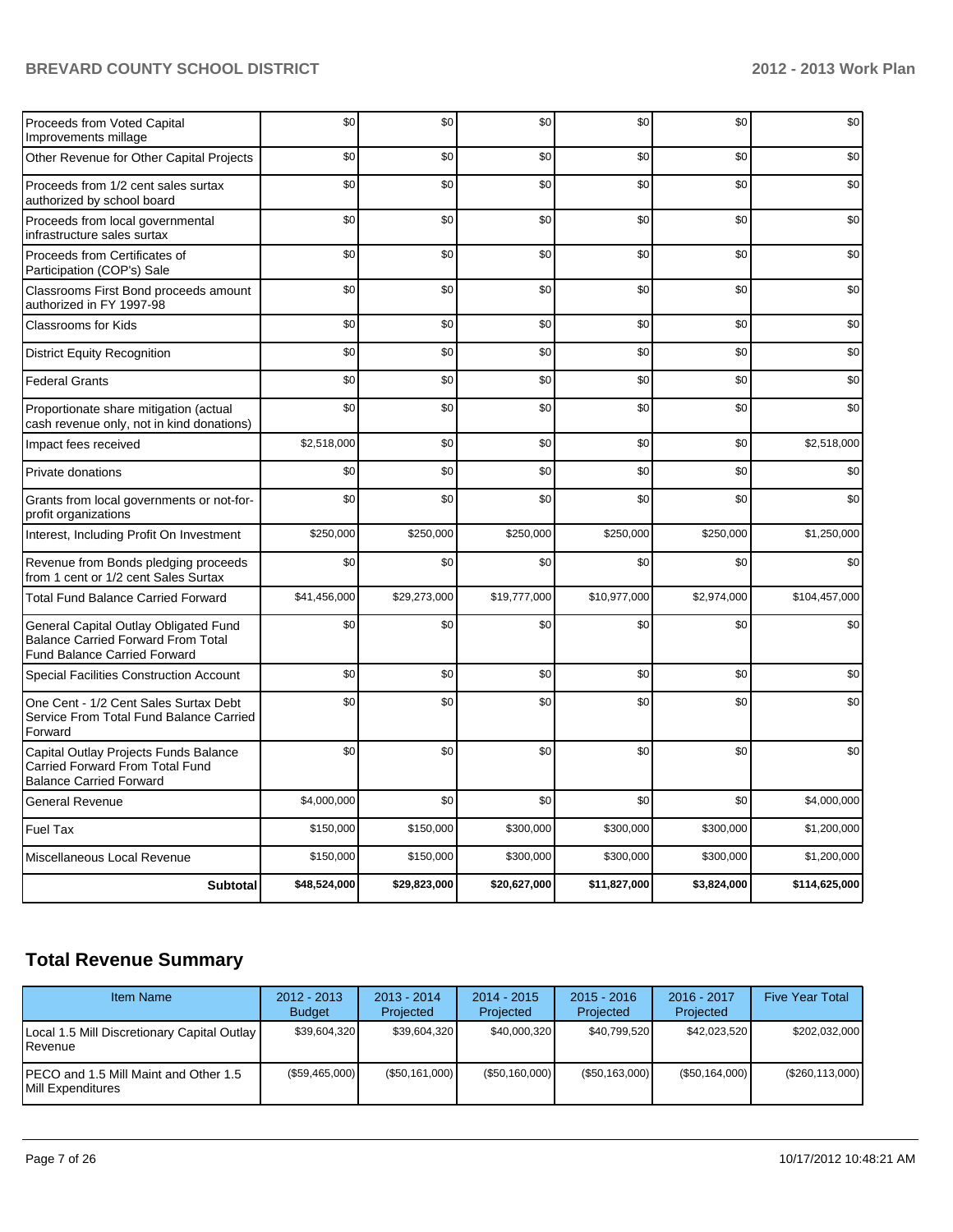| | | | | | | |
|---|---|---|---|---|---|---|
| Proceeds from Voted Capital Improvements millage | $0 | $0 | $0 | $0 | $0 | $0 |
| Other Revenue for Other Capital Projects | $0 | $0 | $0 | $0 | $0 | $0 |
| Proceeds from 1/2 cent sales surtax authorized by school board | $0 | $0 | $0 | $0 | $0 | $0 |
| Proceeds from local governmental infrastructure sales surtax | $0 | $0 | $0 | $0 | $0 | $0 |
| Proceeds from Certificates of Participation (COP's) Sale | $0 | $0 | $0 | $0 | $0 | $0 |
| Classrooms First Bond proceeds amount authorized in FY 1997-98 | $0 | $0 | $0 | $0 | $0 | $0 |
| Classrooms for Kids | $0 | $0 | $0 | $0 | $0 | $0 |
| District Equity Recognition | $0 | $0 | $0 | $0 | $0 | $0 |
| Federal Grants | $0 | $0 | $0 | $0 | $0 | $0 |
| Proportionate share mitigation (actual cash revenue only, not in kind donations) | $0 | $0 | $0 | $0 | $0 | $0 |
| Impact fees received | $2,518,000 | $0 | $0 | $0 | $0 | $2,518,000 |
| Private donations | $0 | $0 | $0 | $0 | $0 | $0 |
| Grants from local governments or not-for-profit organizations | $0 | $0 | $0 | $0 | $0 | $0 |
| Interest, Including Profit On Investment | $250,000 | $250,000 | $250,000 | $250,000 | $250,000 | $1,250,000 |
| Revenue from Bonds pledging proceeds from 1 cent or 1/2 cent Sales Surtax | $0 | $0 | $0 | $0 | $0 | $0 |
| Total Fund Balance Carried Forward | $41,456,000 | $29,273,000 | $19,777,000 | $10,977,000 | $2,974,000 | $104,457,000 |
| General Capital Outlay Obligated Fund Balance Carried Forward From Total Fund Balance Carried Forward | $0 | $0 | $0 | $0 | $0 | $0 |
| Special Facilities Construction Account | $0 | $0 | $0 | $0 | $0 | $0 |
| One Cent - 1/2 Cent Sales Surtax Debt Service From Total Fund Balance Carried Forward | $0 | $0 | $0 | $0 | $0 | $0 |
| Capital Outlay Projects Funds Balance Carried Forward From Total Fund Balance Carried Forward | $0 | $0 | $0 | $0 | $0 | $0 |
| General Revenue | $4,000,000 | $0 | $0 | $0 | $0 | $4,000,000 |
| Fuel Tax | $150,000 | $150,000 | $300,000 | $300,000 | $300,000 | $1,200,000 |
| Miscellaneous Local Revenue | $150,000 | $150,000 | $300,000 | $300,000 | $300,000 | $1,200,000 |
| **Subtotal** | **$48,524,000** | **$29,823,000** | **$20,627,000** | **$11,827,000** | **$3,824,000** | **$114,625,000** |

## Total Revenue Summary

| Item Name | 2012 - 2013 Budget | 2013 - 2014 Projected | 2014 - 2015 Projected | 2015 - 2016 Projected | 2016 - 2017 Projected | Five Year Total |
|---|---|---|---|---|---|---|
| Local 1.5 Mill Discretionary Capital Outlay Revenue | $39,604,320 | $39,604,320 | $40,000,320 | $40,799,520 | $42,023,520 | $202,032,000 |
| PECO and 1.5 Mill Maint and Other 1.5 Mill Expenditures | ($59,465,000) | ($50,161,000) | ($50,160,000) | ($50,163,000) | ($50,164,000) | ($260,113,000) |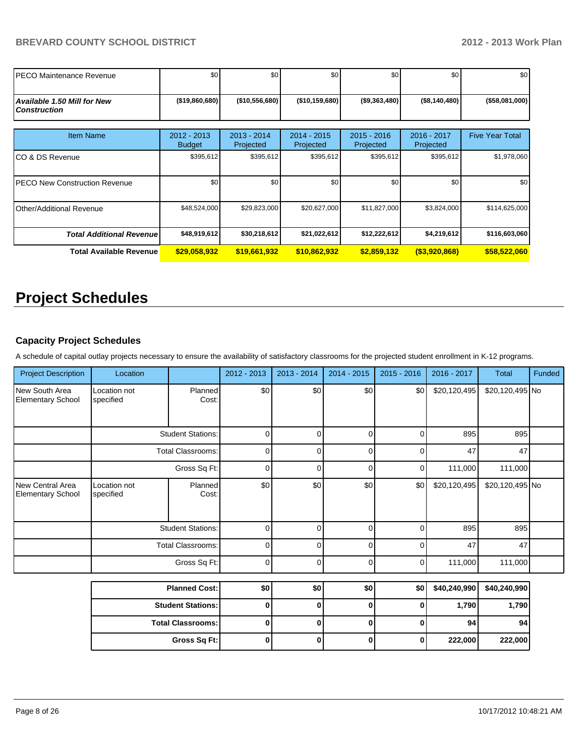| | | | | | | |
|---|---|---|---|---|---|---|
| PECO Maintenance Revenue | $0 | $0 | $0 | $0 | $0 | $0 |
| ***Available 1.50 Mill for New Construction*** | **($19,860,680)** | **($10,556,680)** | **($10,159,680)** | **($9,363,480)** | **($8,140,480)** | **($58,081,000)** |

| Item Name | 2012 - 2013 Budget | 2013 - 2014 Projected | 2014 - 2015 Projected | 2015 - 2016 Projected | 2016 - 2017 Projected | Five Year Total |
|---|---|---|---|---|---|---|
| CO & DS Revenue | $395,612 | $395,612 | $395,612 | $395,612 | $395,612 | $1,978,060 |
| PECO New Construction Revenue | $0 | $0 | $0 | $0 | $0 | $0 |
| Other/Additional Revenue | $48,524,000 | $29,823,000 | $20,627,000 | $11,827,000 | $3,824,000 | $114,625,000 |
| ***Total Additional Revenue*** | **$48,919,612** | **$30,218,612** | **$21,022,612** | **$12,222,612** | **$4,219,612** | **$116,603,060** |
| **Total Available Revenue** | **$29,058,932** | **$19,661,932** | **$10,862,932** | **$2,859,132** | **($3,920,868)** | **$58,522,060** |

# Project Schedules

### Capacity Project Schedules

A schedule of capital outlay projects necessary to ensure the availability of satisfactory classrooms for the projected student enrollment in K-12 programs.

| Project Description | Location | | 2012 - 2013 | 2013 - 2014 | 2014 - 2015 | 2015 - 2016 | 2016 - 2017 | Total | Funded |
|---|---|---|---|---|---|---|---|---|---|
| New South Area Elementary School | Location not specified | Planned Cost: | $0 | $0 | $0 | $0 | $20,120,495 | $20,120,495 | No |
| | | Student Stations: | 0 | 0 | 0 | 0 | 895 | 895 | |
| | | Total Classrooms: | 0 | 0 | 0 | 0 | 47 | 47 | |
| | | Gross Sq Ft: | 0 | 0 | 0 | 0 | 111,000 | 111,000 | |
| New Central Area Elementary School | Location not specified | Planned Cost: | $0 | $0 | $0 | $0 | $20,120,495 | $20,120,495 | No |
| | | Student Stations: | 0 | 0 | 0 | 0 | 895 | 895 | |
| | | Total Classrooms: | 0 | 0 | 0 | 0 | 47 | 47 | |
| | | Gross Sq Ft: | 0 | 0 | 0 | 0 | 111,000 | 111,000 | |

| | 2012 - 2013 | 2013 - 2014 | 2014 - 2015 | 2015 - 2016 | 2016 - 2017 | Total |
|---|---|---|---|---|---|---|
| **Planned Cost:** | **$0** | **$0** | **$0** | **$0** | **$40,240,990** | **$40,240,990** |
| **Student Stations:** | **0** | **0** | **0** | **0** | **1,790** | **1,790** |
| **Total Classrooms:** | **0** | **0** | **0** | **0** | **94** | **94** |
| **Gross Sq Ft:** | **0** | **0** | **0** | **0** | **222,000** | **222,000** |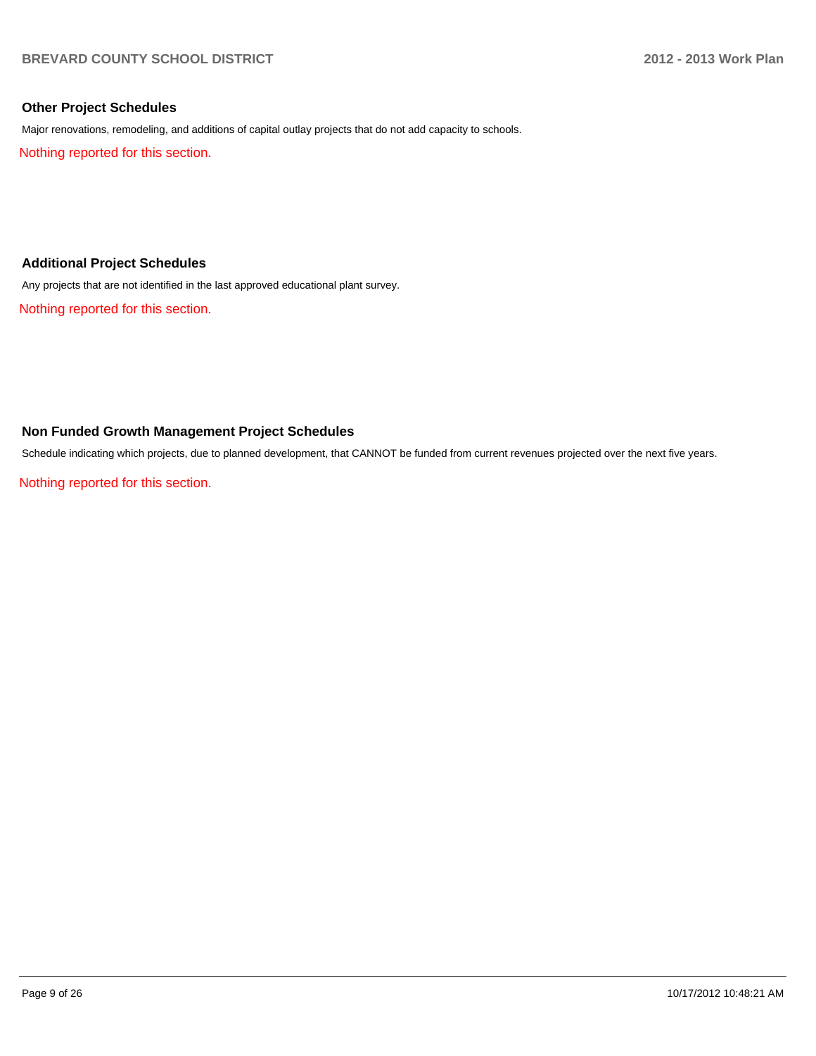### Other Project Schedules

Major renovations, remodeling, and additions of capital outlay projects that do not add capacity to schools.

Nothing reported for this section.

### Additional Project Schedules

Any projects that are not identified in the last approved educational plant survey.

Nothing reported for this section.

### Non Funded Growth Management Project Schedules

Schedule indicating which projects, due to planned development, that CANNOT be funded from current revenues projected over the next five years.

Nothing reported for this section.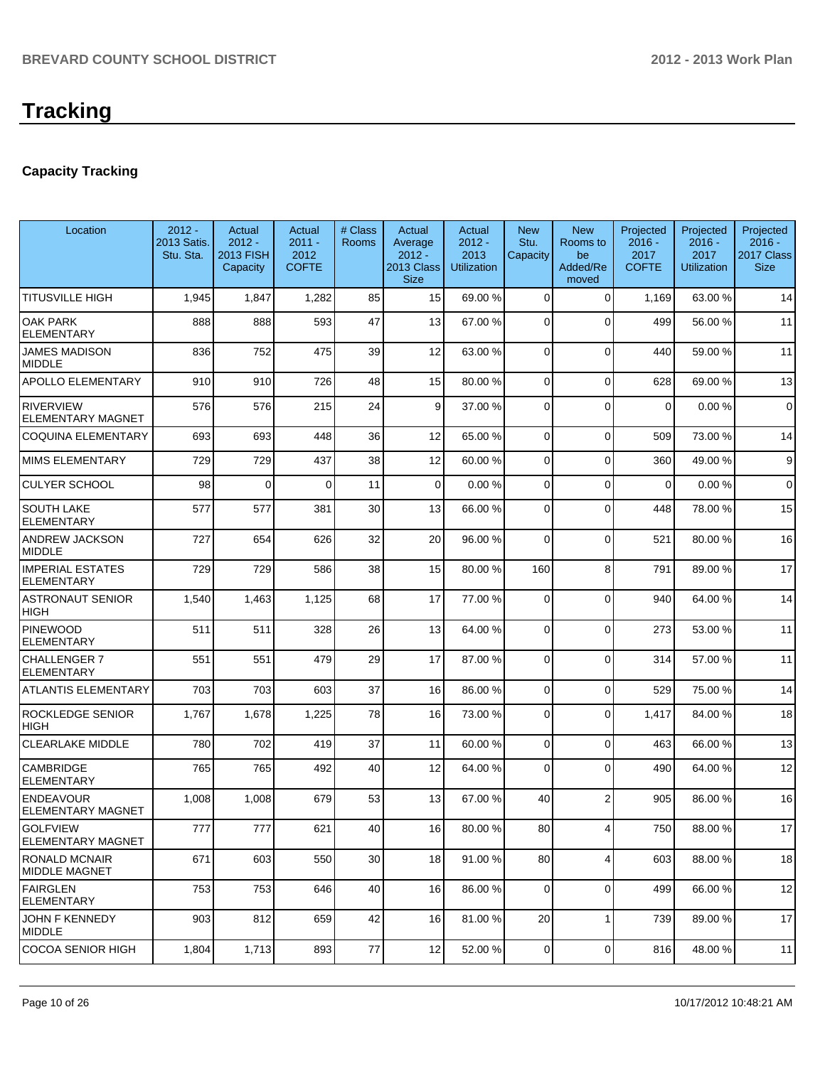# Tracking

## Capacity Tracking

| Location | 2012 - 2013 Satis. Stu. Sta. | Actual 2012 - 2013 FISH Capacity | Actual 2011 - 2012 COFTE | # Class Rooms | Actual Average 2012 - 2013 Class Size | Actual 2012 - 2013 Utilization | New Stu. Capacity | New Rooms to be Added/Removed | Projected 2016 - 2017 COFTE | Projected 2016 - 2017 Utilization | Projected 2016 - 2017 Class Size |
|---|---|---|---|---|---|---|---|---|---|---|---|
| TITUSVILLE HIGH | 1,945 | 1,847 | 1,282 | 85 | 15 | 69.00 % | 0 | 0 | 1,169 | 63.00 % | 14 |
| OAK PARK ELEMENTARY | 888 | 888 | 593 | 47 | 13 | 67.00 % | 0 | 0 | 499 | 56.00 % | 11 |
| JAMES MADISON MIDDLE | 836 | 752 | 475 | 39 | 12 | 63.00 % | 0 | 0 | 440 | 59.00 % | 11 |
| APOLLO ELEMENTARY | 910 | 910 | 726 | 48 | 15 | 80.00 % | 0 | 0 | 628 | 69.00 % | 13 |
| RIVERVIEW ELEMENTARY MAGNET | 576 | 576 | 215 | 24 | 9 | 37.00 % | 0 | 0 | 0 | 0.00 % | 0 |
| COQUINA ELEMENTARY | 693 | 693 | 448 | 36 | 12 | 65.00 % | 0 | 0 | 509 | 73.00 % | 14 |
| MIMS ELEMENTARY | 729 | 729 | 437 | 38 | 12 | 60.00 % | 0 | 0 | 360 | 49.00 % | 9 |
| CULYER SCHOOL | 98 | 0 | 0 | 11 | 0 | 0.00 % | 0 | 0 | 0 | 0.00 % | 0 |
| SOUTH LAKE ELEMENTARY | 577 | 577 | 381 | 30 | 13 | 66.00 % | 0 | 0 | 448 | 78.00 % | 15 |
| ANDREW JACKSON MIDDLE | 727 | 654 | 626 | 32 | 20 | 96.00 % | 0 | 0 | 521 | 80.00 % | 16 |
| IMPERIAL ESTATES ELEMENTARY | 729 | 729 | 586 | 38 | 15 | 80.00 % | 160 | 8 | 791 | 89.00 % | 17 |
| ASTRONAUT SENIOR HIGH | 1,540 | 1,463 | 1,125 | 68 | 17 | 77.00 % | 0 | 0 | 940 | 64.00 % | 14 |
| PINEWOOD ELEMENTARY | 511 | 511 | 328 | 26 | 13 | 64.00 % | 0 | 0 | 273 | 53.00 % | 11 |
| CHALLENGER 7 ELEMENTARY | 551 | 551 | 479 | 29 | 17 | 87.00 % | 0 | 0 | 314 | 57.00 % | 11 |
| ATLANTIS ELEMENTARY | 703 | 703 | 603 | 37 | 16 | 86.00 % | 0 | 0 | 529 | 75.00 % | 14 |
| ROCKLEDGE SENIOR HIGH | 1,767 | 1,678 | 1,225 | 78 | 16 | 73.00 % | 0 | 0 | 1,417 | 84.00 % | 18 |
| CLEARLAKE MIDDLE | 780 | 702 | 419 | 37 | 11 | 60.00 % | 0 | 0 | 463 | 66.00 % | 13 |
| CAMBRIDGE ELEMENTARY | 765 | 765 | 492 | 40 | 12 | 64.00 % | 0 | 0 | 490 | 64.00 % | 12 |
| ENDEAVOUR ELEMENTARY MAGNET | 1,008 | 1,008 | 679 | 53 | 13 | 67.00 % | 40 | 2 | 905 | 86.00 % | 16 |
| GOLFVIEW ELEMENTARY MAGNET | 777 | 777 | 621 | 40 | 16 | 80.00 % | 80 | 4 | 750 | 88.00 % | 17 |
| RONALD MCNAIR MIDDLE MAGNET | 671 | 603 | 550 | 30 | 18 | 91.00 % | 80 | 4 | 603 | 88.00 % | 18 |
| FAIRGLEN ELEMENTARY | 753 | 753 | 646 | 40 | 16 | 86.00 % | 0 | 0 | 499 | 66.00 % | 12 |
| JOHN F KENNEDY MIDDLE | 903 | 812 | 659 | 42 | 16 | 81.00 % | 20 | 1 | 739 | 89.00 % | 17 |
| COCOA SENIOR HIGH | 1,804 | 1,713 | 893 | 77 | 12 | 52.00 % | 0 | 0 | 816 | 48.00 % | 11 |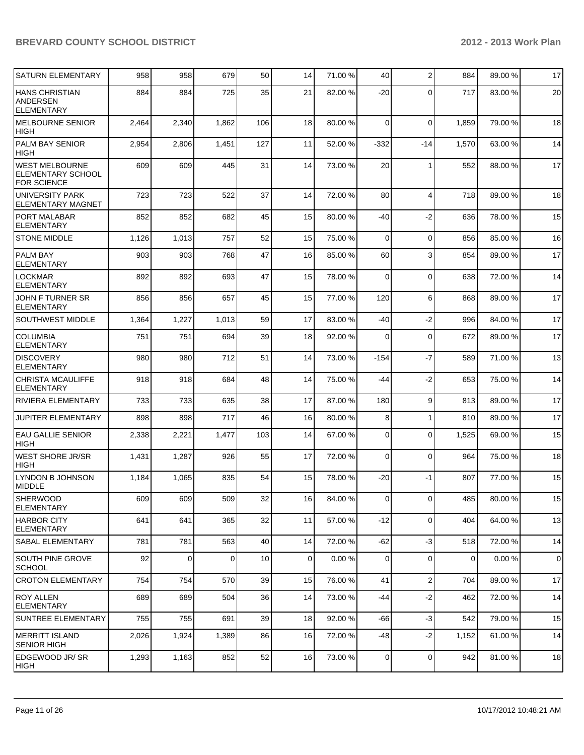| SATURN ELEMENTARY | 958 | 958 | 679 | 50 | 14 | 71.00 % | 40 | 2 | 884 | 89.00 % | 17 |
|---|---|---|---|---|---|---|---|---|---|---|---|
| HANS CHRISTIAN ANDERSEN ELEMENTARY | 884 | 884 | 725 | 35 | 21 | 82.00 % | -20 | 0 | 717 | 83.00 % | 20 |
| MELBOURNE SENIOR HIGH | 2,464 | 2,340 | 1,862 | 106 | 18 | 80.00 % | 0 | 0 | 1,859 | 79.00 % | 18 |
| PALM BAY SENIOR HIGH | 2,954 | 2,806 | 1,451 | 127 | 11 | 52.00 % | -332 | -14 | 1,570 | 63.00 % | 14 |
| WEST MELBOURNE ELEMENTARY SCHOOL FOR SCIENCE | 609 | 609 | 445 | 31 | 14 | 73.00 % | 20 | 1 | 552 | 88.00 % | 17 |
| UNIVERSITY PARK ELEMENTARY MAGNET | 723 | 723 | 522 | 37 | 14 | 72.00 % | 80 | 4 | 718 | 89.00 % | 18 |
| PORT MALABAR ELEMENTARY | 852 | 852 | 682 | 45 | 15 | 80.00 % | -40 | -2 | 636 | 78.00 % | 15 |
| STONE MIDDLE | 1,126 | 1,013 | 757 | 52 | 15 | 75.00 % | 0 | 0 | 856 | 85.00 % | 16 |
| PALM BAY ELEMENTARY | 903 | 903 | 768 | 47 | 16 | 85.00 % | 60 | 3 | 854 | 89.00 % | 17 |
| LOCKMAR ELEMENTARY | 892 | 892 | 693 | 47 | 15 | 78.00 % | 0 | 0 | 638 | 72.00 % | 14 |
| JOHN F TURNER SR ELEMENTARY | 856 | 856 | 657 | 45 | 15 | 77.00 % | 120 | 6 | 868 | 89.00 % | 17 |
| SOUTHWEST MIDDLE | 1,364 | 1,227 | 1,013 | 59 | 17 | 83.00 % | -40 | -2 | 996 | 84.00 % | 17 |
| COLUMBIA ELEMENTARY | 751 | 751 | 694 | 39 | 18 | 92.00 % | 0 | 0 | 672 | 89.00 % | 17 |
| DISCOVERY ELEMENTARY | 980 | 980 | 712 | 51 | 14 | 73.00 % | -154 | -7 | 589 | 71.00 % | 13 |
| CHRISTA MCAULIFFE ELEMENTARY | 918 | 918 | 684 | 48 | 14 | 75.00 % | -44 | -2 | 653 | 75.00 % | 14 |
| RIVIERA ELEMENTARY | 733 | 733 | 635 | 38 | 17 | 87.00 % | 180 | 9 | 813 | 89.00 % | 17 |
| JUPITER ELEMENTARY | 898 | 898 | 717 | 46 | 16 | 80.00 % | 8 | 1 | 810 | 89.00 % | 17 |
| EAU GALLIE SENIOR HIGH | 2,338 | 2,221 | 1,477 | 103 | 14 | 67.00 % | 0 | 0 | 1,525 | 69.00 % | 15 |
| WEST SHORE JR/SR HIGH | 1,431 | 1,287 | 926 | 55 | 17 | 72.00 % | 0 | 0 | 964 | 75.00 % | 18 |
| LYNDON B JOHNSON MIDDLE | 1,184 | 1,065 | 835 | 54 | 15 | 78.00 % | -20 | -1 | 807 | 77.00 % | 15 |
| SHERWOOD ELEMENTARY | 609 | 609 | 509 | 32 | 16 | 84.00 % | 0 | 0 | 485 | 80.00 % | 15 |
| HARBOR CITY ELEMENTARY | 641 | 641 | 365 | 32 | 11 | 57.00 % | -12 | 0 | 404 | 64.00 % | 13 |
| SABAL ELEMENTARY | 781 | 781 | 563 | 40 | 14 | 72.00 % | -62 | -3 | 518 | 72.00 % | 14 |
| SOUTH PINE GROVE SCHOOL | 92 | 0 | 0 | 10 | 0 | 0.00 % | 0 | 0 | 0 | 0.00 % | 0 |
| CROTON ELEMENTARY | 754 | 754 | 570 | 39 | 15 | 76.00 % | 41 | 2 | 704 | 89.00 % | 17 |
| ROY ALLEN ELEMENTARY | 689 | 689 | 504 | 36 | 14 | 73.00 % | -44 | -2 | 462 | 72.00 % | 14 |
| SUNTREE ELEMENTARY | 755 | 755 | 691 | 39 | 18 | 92.00 % | -66 | -3 | 542 | 79.00 % | 15 |
| MERRITT ISLAND SENIOR HIGH | 2,026 | 1,924 | 1,389 | 86 | 16 | 72.00 % | -48 | -2 | 1,152 | 61.00 % | 14 |
| EDGEWOOD JR/ SR HIGH | 1,293 | 1,163 | 852 | 52 | 16 | 73.00 % | 0 | 0 | 942 | 81.00 % | 18 |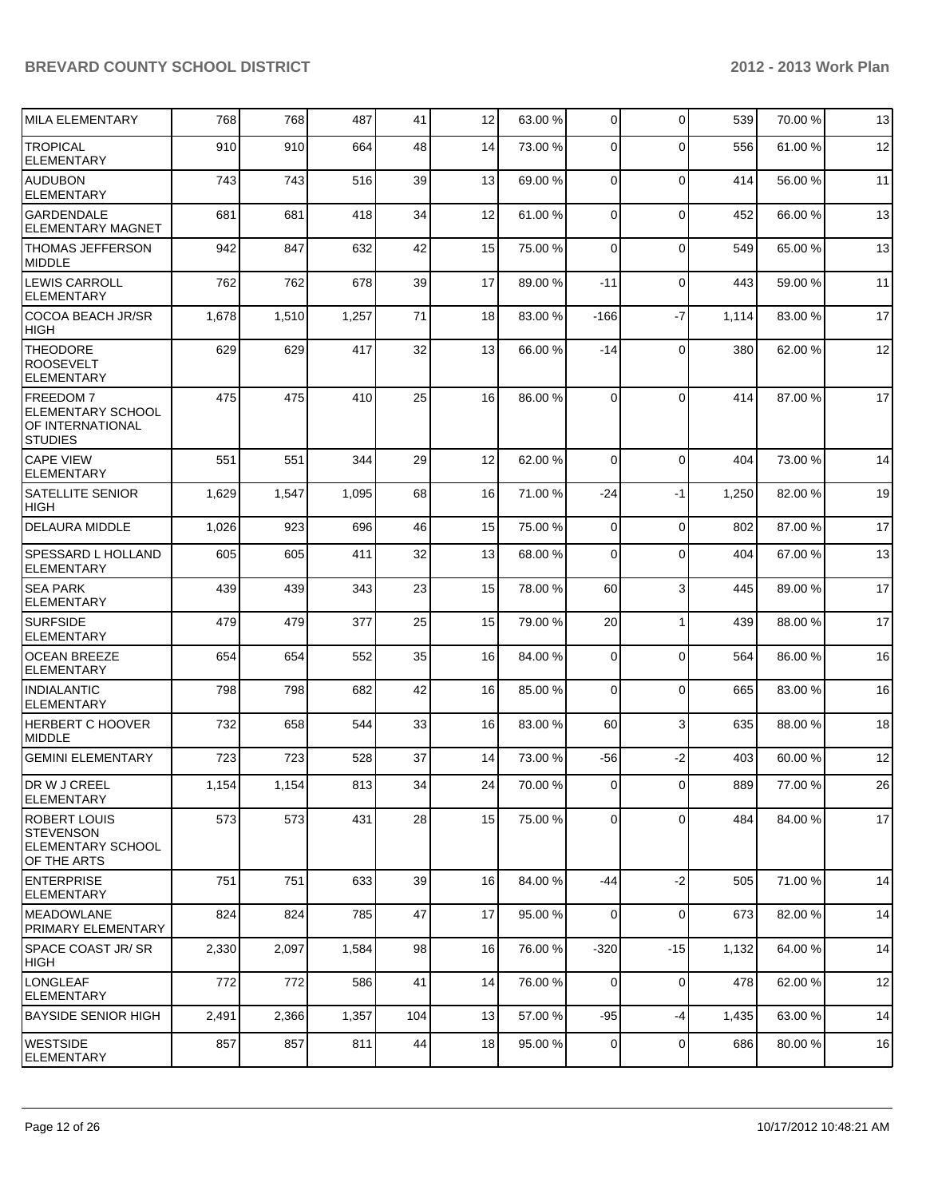| | | | | | | | | | | | |
|---|---|---|---|---|---|---|---|---|---|---|---|
| MILA ELEMENTARY | 768 | 768 | 487 | 41 | 12 | 63.00 % | 0 | 0 | 539 | 70.00 % | 13 |
| TROPICAL ELEMENTARY | 910 | 910 | 664 | 48 | 14 | 73.00 % | 0 | 0 | 556 | 61.00 % | 12 |
| AUDUBON ELEMENTARY | 743 | 743 | 516 | 39 | 13 | 69.00 % | 0 | 0 | 414 | 56.00 % | 11 |
| GARDENDALE ELEMENTARY MAGNET | 681 | 681 | 418 | 34 | 12 | 61.00 % | 0 | 0 | 452 | 66.00 % | 13 |
| THOMAS JEFFERSON MIDDLE | 942 | 847 | 632 | 42 | 15 | 75.00 % | 0 | 0 | 549 | 65.00 % | 13 |
| LEWIS CARROLL ELEMENTARY | 762 | 762 | 678 | 39 | 17 | 89.00 % | -11 | 0 | 443 | 59.00 % | 11 |
| COCOA BEACH JR/SR HIGH | 1,678 | 1,510 | 1,257 | 71 | 18 | 83.00 % | -166 | -7 | 1,114 | 83.00 % | 17 |
| THEODORE ROOSEVELT ELEMENTARY | 629 | 629 | 417 | 32 | 13 | 66.00 % | -14 | 0 | 380 | 62.00 % | 12 |
| FREEDOM 7 ELEMENTARY SCHOOL OF INTERNATIONAL STUDIES | 475 | 475 | 410 | 25 | 16 | 86.00 % | 0 | 0 | 414 | 87.00 % | 17 |
| CAPE VIEW ELEMENTARY | 551 | 551 | 344 | 29 | 12 | 62.00 % | 0 | 0 | 404 | 73.00 % | 14 |
| SATELLITE SENIOR HIGH | 1,629 | 1,547 | 1,095 | 68 | 16 | 71.00 % | -24 | -1 | 1,250 | 82.00 % | 19 |
| DELAURA MIDDLE | 1,026 | 923 | 696 | 46 | 15 | 75.00 % | 0 | 0 | 802 | 87.00 % | 17 |
| SPESSARD L HOLLAND ELEMENTARY | 605 | 605 | 411 | 32 | 13 | 68.00 % | 0 | 0 | 404 | 67.00 % | 13 |
| SEA PARK ELEMENTARY | 439 | 439 | 343 | 23 | 15 | 78.00 % | 60 | 3 | 445 | 89.00 % | 17 |
| SURFSIDE ELEMENTARY | 479 | 479 | 377 | 25 | 15 | 79.00 % | 20 | 1 | 439 | 88.00 % | 17 |
| OCEAN BREEZE ELEMENTARY | 654 | 654 | 552 | 35 | 16 | 84.00 % | 0 | 0 | 564 | 86.00 % | 16 |
| INDIALANTIC ELEMENTARY | 798 | 798 | 682 | 42 | 16 | 85.00 % | 0 | 0 | 665 | 83.00 % | 16 |
| HERBERT C HOOVER MIDDLE | 732 | 658 | 544 | 33 | 16 | 83.00 % | 60 | 3 | 635 | 88.00 % | 18 |
| GEMINI ELEMENTARY | 723 | 723 | 528 | 37 | 14 | 73.00 % | -56 | -2 | 403 | 60.00 % | 12 |
| DR W J CREEL ELEMENTARY | 1,154 | 1,154 | 813 | 34 | 24 | 70.00 % | 0 | 0 | 889 | 77.00 % | 26 |
| ROBERT LOUIS STEVENSON ELEMENTARY SCHOOL OF THE ARTS | 573 | 573 | 431 | 28 | 15 | 75.00 % | 0 | 0 | 484 | 84.00 % | 17 |
| ENTERPRISE ELEMENTARY | 751 | 751 | 633 | 39 | 16 | 84.00 % | -44 | -2 | 505 | 71.00 % | 14 |
| MEADOWLANE PRIMARY ELEMENTARY | 824 | 824 | 785 | 47 | 17 | 95.00 % | 0 | 0 | 673 | 82.00 % | 14 |
| SPACE COAST JR/ SR HIGH | 2,330 | 2,097 | 1,584 | 98 | 16 | 76.00 % | -320 | -15 | 1,132 | 64.00 % | 14 |
| LONGLEAF ELEMENTARY | 772 | 772 | 586 | 41 | 14 | 76.00 % | 0 | 0 | 478 | 62.00 % | 12 |
| BAYSIDE SENIOR HIGH | 2,491 | 2,366 | 1,357 | 104 | 13 | 57.00 % | -95 | -4 | 1,435 | 63.00 % | 14 |
| WESTSIDE ELEMENTARY | 857 | 857 | 811 | 44 | 18 | 95.00 % | 0 | 0 | 686 | 80.00 % | 16 |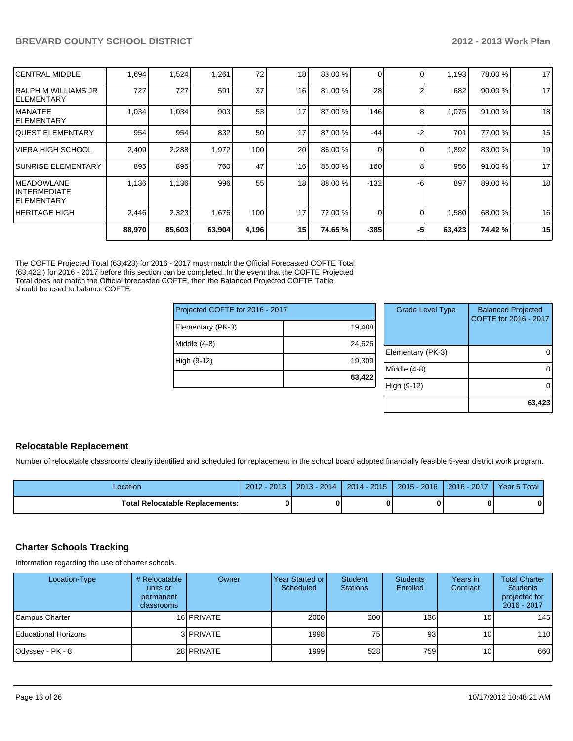| | | | | | | | | | | |
|---|---|---|---|---|---|---|---|---|---|---|
| CENTRAL MIDDLE | 1,694 | 1,524 | 1,261 | 72 | 18 | 83.00 % | 0 | 0 | 1,193 | 78.00 % | 17 |
| RALPH M WILLIAMS JR ELEMENTARY | 727 | 727 | 591 | 37 | 16 | 81.00 % | 28 | 2 | 682 | 90.00 % | 17 |
| MANATEE ELEMENTARY | 1,034 | 1,034 | 903 | 53 | 17 | 87.00 % | 146 | 8 | 1,075 | 91.00 % | 18 |
| QUEST ELEMENTARY | 954 | 954 | 832 | 50 | 17 | 87.00 % | -44 | -2 | 701 | 77.00 % | 15 |
| VIERA HIGH SCHOOL | 2,409 | 2,288 | 1,972 | 100 | 20 | 86.00 % | 0 | 0 | 1,892 | 83.00 % | 19 |
| SUNRISE ELEMENTARY | 895 | 895 | 760 | 47 | 16 | 85.00 % | 160 | 8 | 956 | 91.00 % | 17 |
| MEADOWLANE INTERMEDIATE ELEMENTARY | 1,136 | 1,136 | 996 | 55 | 18 | 88.00 % | -132 | -6 | 897 | 89.00 % | 18 |
| HERITAGE HIGH | 2,446 | 2,323 | 1,676 | 100 | 17 | 72.00 % | 0 | 0 | 1,580 | 68.00 % | 16 |
| | **88,970** | **85,603** | **63,904** | **4,196** | **15** | **74.65 %** | **-385** | **-5** | **63,423** | **74.42 %** | **15** |

The COFTE Projected Total (63,423) for 2016 - 2017 must match the Official Forecasted COFTE Total (63,422 ) for 2016 - 2017 before this section can be completed. In the event that the COFTE Projected Total does not match the Official forecasted COFTE, then the Balanced Projected COFTE Table should be used to balance COFTE.

| Projected COFTE for 2016 - 2017 | |
|---|---|
| Elementary (PK-3) | 19,488 |
| Middle (4-8) | 24,626 |
| High (9-12) | 19,309 |
| | **63,422** |

| Grade Level Type | Balanced Projected COFTE for 2016 - 2017 |
|---|---|
| Elementary (PK-3) | 0 |
| Middle (4-8) | 0 |
| High (9-12) | 0 |
| | **63,423** |

## Relocatable Replacement

Number of relocatable classrooms clearly identified and scheduled for replacement in the school board adopted financially feasible 5-year district work program.

| Location | 2012 - 2013 | 2013 - 2014 | 2014 - 2015 | 2015 - 2016 | 2016 - 2017 | Year 5 Total |
|---|---|---|---|---|---|---|
| **Total Relocatable Replacements:** | **0** | **0** | **0** | **0** | **0** | **0** |

## Charter Schools Tracking

Information regarding the use of charter schools.

| Location-Type | # Relocatable units or permanent classrooms | Owner | Year Started or Scheduled | Student Stations | Students Enrolled | Years in Contract | Total Charter Students projected for 2016 - 2017 |
|---|---|---|---|---|---|---|---|
| Campus Charter | 16 | PRIVATE | 2000 | 200 | 136 | 10 | 145 |
| Educational Horizons | 3 | PRIVATE | 1998 | 75 | 93 | 10 | 110 |
| Odyssey - PK - 8 | 28 | PRIVATE | 1999 | 528 | 759 | 10 | 660 |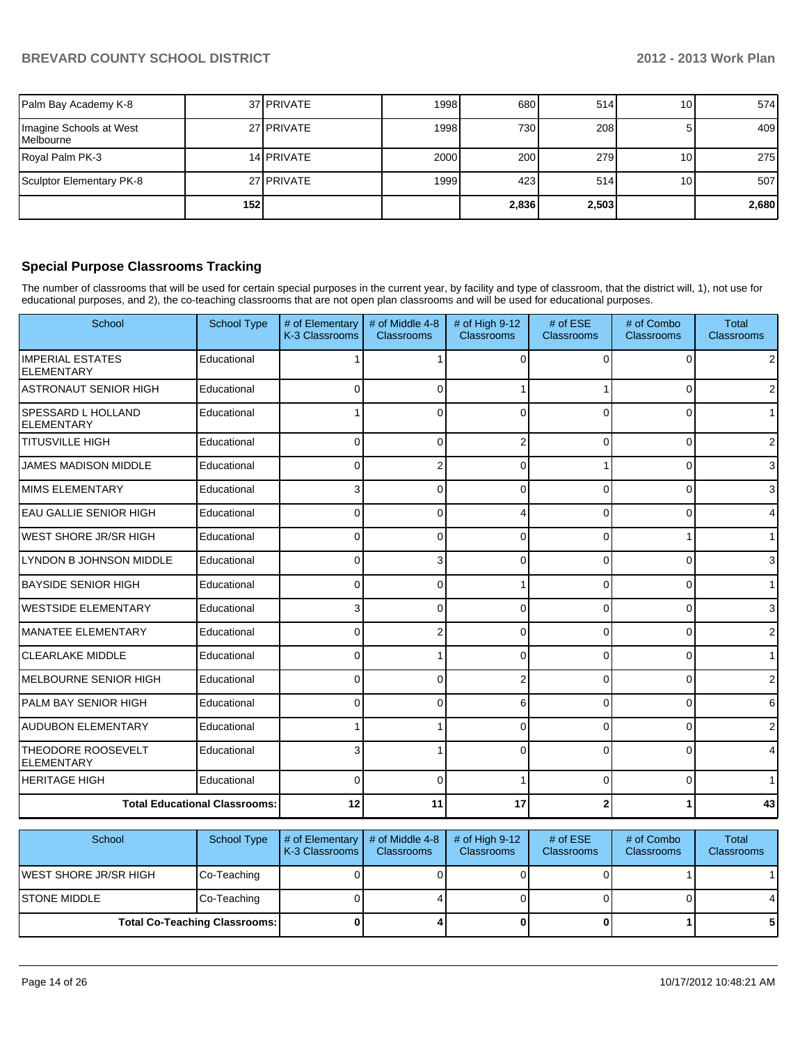| Palm Bay Academy K-8 | 37 | PRIVATE | 1998 | 680 | 514 | 10 | 574 |
|---|---|---|---|---|---|---|---|
| Imagine Schools at West Melbourne | 27 | PRIVATE | 1998 | 730 | 208 | 5 | 409 |
| Royal Palm PK-3 | 14 | PRIVATE | 2000 | 200 | 279 | 10 | 275 |
| Sculptor Elementary PK-8 | 27 | PRIVATE | 1999 | 423 | 514 | 10 | 507 |
| | 152 | | | 2,836 | 2,503 | | 2,680 |

## Special Purpose Classrooms Tracking

The number of classrooms that will be used for certain special purposes in the current year, by facility and type of classroom, that the district will, 1), not use for educational purposes, and 2), the co-teaching classrooms that are not open plan classrooms and will be used for educational purposes.

| School | School Type | # of Elementary K-3 Classrooms | # of Middle 4-8 Classrooms | # of High 9-12 Classrooms | # of ESE Classrooms | # of Combo Classrooms | Total Classrooms |
|---|---|---|---|---|---|---|---|
| IMPERIAL ESTATES ELEMENTARY | Educational | 1 | 1 | 0 | 0 | 0 | 2 |
| ASTRONAUT SENIOR HIGH | Educational | 0 | 0 | 1 | 1 | 0 | 2 |
| SPESSARD L HOLLAND ELEMENTARY | Educational | 1 | 0 | 0 | 0 | 0 | 1 |
| TITUSVILLE HIGH | Educational | 0 | 0 | 2 | 0 | 0 | 2 |
| JAMES MADISON MIDDLE | Educational | 0 | 2 | 0 | 1 | 0 | 3 |
| MIMS ELEMENTARY | Educational | 3 | 0 | 0 | 0 | 0 | 3 |
| EAU GALLIE SENIOR HIGH | Educational | 0 | 0 | 4 | 0 | 0 | 4 |
| WEST SHORE JR/SR HIGH | Educational | 0 | 0 | 0 | 0 | 1 | 1 |
| LYNDON B JOHNSON MIDDLE | Educational | 0 | 3 | 0 | 0 | 0 | 3 |
| BAYSIDE SENIOR HIGH | Educational | 0 | 0 | 1 | 0 | 0 | 1 |
| WESTSIDE ELEMENTARY | Educational | 3 | 0 | 0 | 0 | 0 | 3 |
| MANATEE ELEMENTARY | Educational | 0 | 2 | 0 | 0 | 0 | 2 |
| CLEARLAKE MIDDLE | Educational | 0 | 1 | 0 | 0 | 0 | 1 |
| MELBOURNE SENIOR HIGH | Educational | 0 | 0 | 2 | 0 | 0 | 2 |
| PALM BAY SENIOR HIGH | Educational | 0 | 0 | 6 | 0 | 0 | 6 |
| AUDUBON ELEMENTARY | Educational | 1 | 1 | 0 | 0 | 0 | 2 |
| THEODORE ROOSEVELT ELEMENTARY | Educational | 3 | 1 | 0 | 0 | 0 | 4 |
| HERITAGE HIGH | Educational | 0 | 0 | 1 | 0 | 0 | 1 |
| **Total Educational Classrooms:** | | **12** | **11** | **17** | **2** | **1** | **43** |

| School | School Type | # of Elementary K-3 Classrooms | # of Middle 4-8 Classrooms | # of High 9-12 Classrooms | # of ESE Classrooms | # of Combo Classrooms | Total Classrooms |
|---|---|---|---|---|---|---|---|
| WEST SHORE JR/SR HIGH | Co-Teaching | 0 | 0 | 0 | 0 | 1 | 1 |
| STONE MIDDLE | Co-Teaching | 0 | 4 | 0 | 0 | 0 | 4 |
| **Total Co-Teaching Classrooms:** | | **0** | **4** | **0** | **0** | **1** | **5** |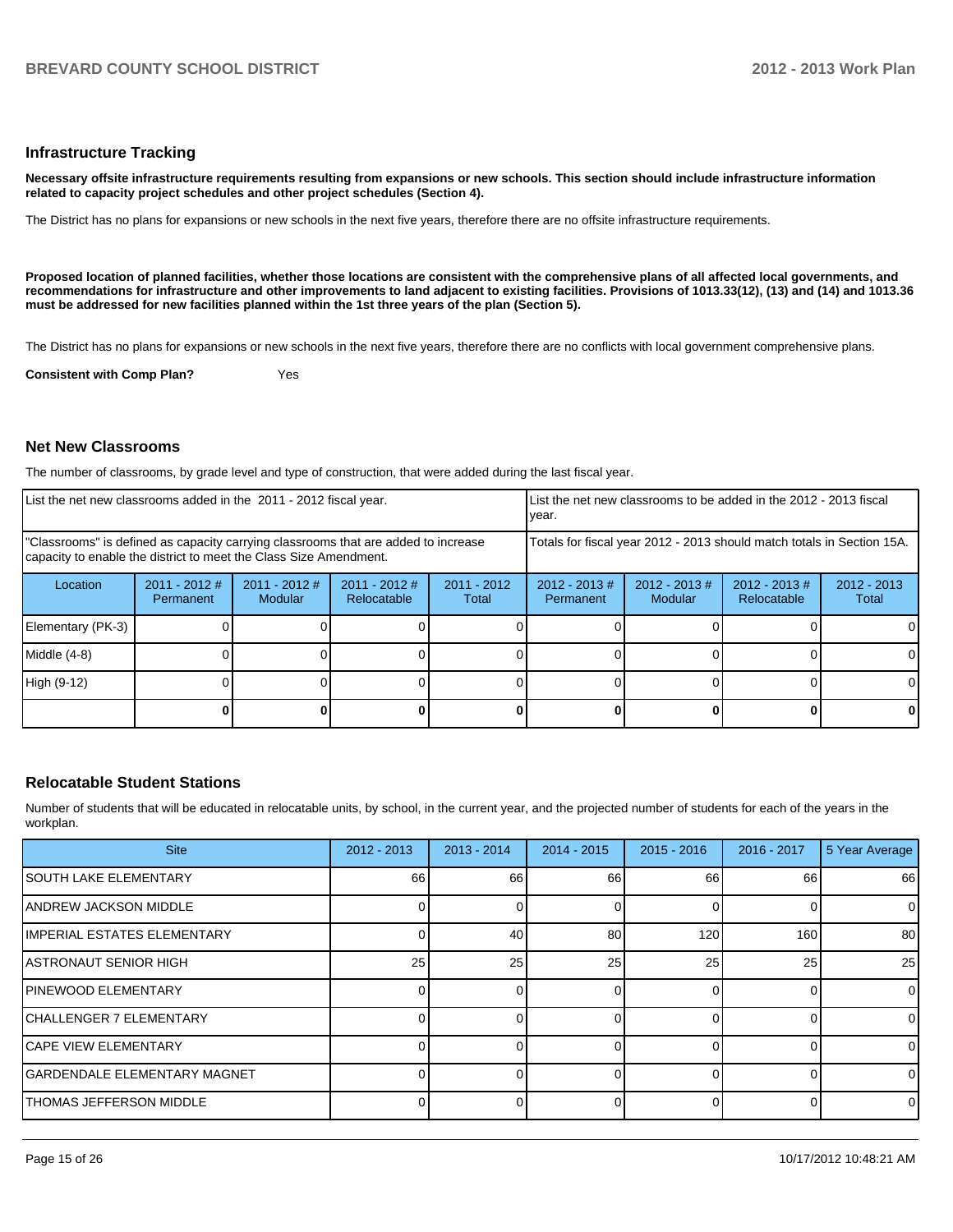## Infrastructure Tracking

**Necessary offsite infrastructure requirements resulting from expansions or new schools. This section should include infrastructure information related to capacity project schedules and other project schedules (Section 4).**

The District has no plans for expansions or new schools in the next five years, therefore there are no offsite infrastructure requirements.

**Proposed location of planned facilities, whether those locations are consistent with the comprehensive plans of all affected local governments, and recommendations for infrastructure and other improvements to land adjacent to existing facilities. Provisions of 1013.33(12), (13) and (14) and 1013.36 must be addressed for new facilities planned within the 1st three years of the plan (Section 5).**

The District has no plans for expansions or new schools in the next five years, therefore there are no conflicts with local government comprehensive plans.

**Consistent with Comp Plan?** Yes

## Net New Classrooms

The number of classrooms, by grade level and type of construction, that were added during the last fiscal year.

| List the net new classrooms added in the 2011 - 2012 fiscal year. | | | | | List the net new classrooms to be added in the 2012 - 2013 fiscal year. | | | |
|---|---|---|---|---|---|---|---|---|
| "Classrooms" is defined as capacity carrying classrooms that are added to increase capacity to enable the district to meet the Class Size Amendment. | | | | | Totals for fiscal year 2012 - 2013 should match totals in Section 15A. | | | |
| Location | 2011 - 2012 # Permanent | 2011 - 2012 # Modular | 2011 - 2012 # Relocatable | 2011 - 2012 Total | 2012 - 2013 # Permanent | 2012 - 2013 # Modular | 2012 - 2013 # Relocatable | 2012 - 2013 Total |
| Elementary (PK-3) | 0 | 0 | 0 | 0 | 0 | 0 | 0 | 0 |
| Middle (4-8) | 0 | 0 | 0 | 0 | 0 | 0 | 0 | 0 |
| High (9-12) | 0 | 0 | 0 | 0 | 0 | 0 | 0 | 0 |
| | **0** | **0** | **0** | **0** | **0** | **0** | **0** | **0** |

## Relocatable Student Stations

Number of students that will be educated in relocatable units, by school, in the current year, and the projected number of students for each of the years in the workplan.

| Site | 2012 - 2013 | 2013 - 2014 | 2014 - 2015 | 2015 - 2016 | 2016 - 2017 | 5 Year Average |
|---|---|---|---|---|---|---|
| SOUTH LAKE ELEMENTARY | 66 | 66 | 66 | 66 | 66 | 66 |
| ANDREW JACKSON MIDDLE | 0 | 0 | 0 | 0 | 0 | 0 |
| IMPERIAL ESTATES ELEMENTARY | 0 | 40 | 80 | 120 | 160 | 80 |
| ASTRONAUT SENIOR HIGH | 25 | 25 | 25 | 25 | 25 | 25 |
| PINEWOOD ELEMENTARY | 0 | 0 | 0 | 0 | 0 | 0 |
| CHALLENGER 7 ELEMENTARY | 0 | 0 | 0 | 0 | 0 | 0 |
| CAPE VIEW ELEMENTARY | 0 | 0 | 0 | 0 | 0 | 0 |
| GARDENDALE ELEMENTARY MAGNET | 0 | 0 | 0 | 0 | 0 | 0 |
| THOMAS JEFFERSON MIDDLE | 0 | 0 | 0 | 0 | 0 | 0 |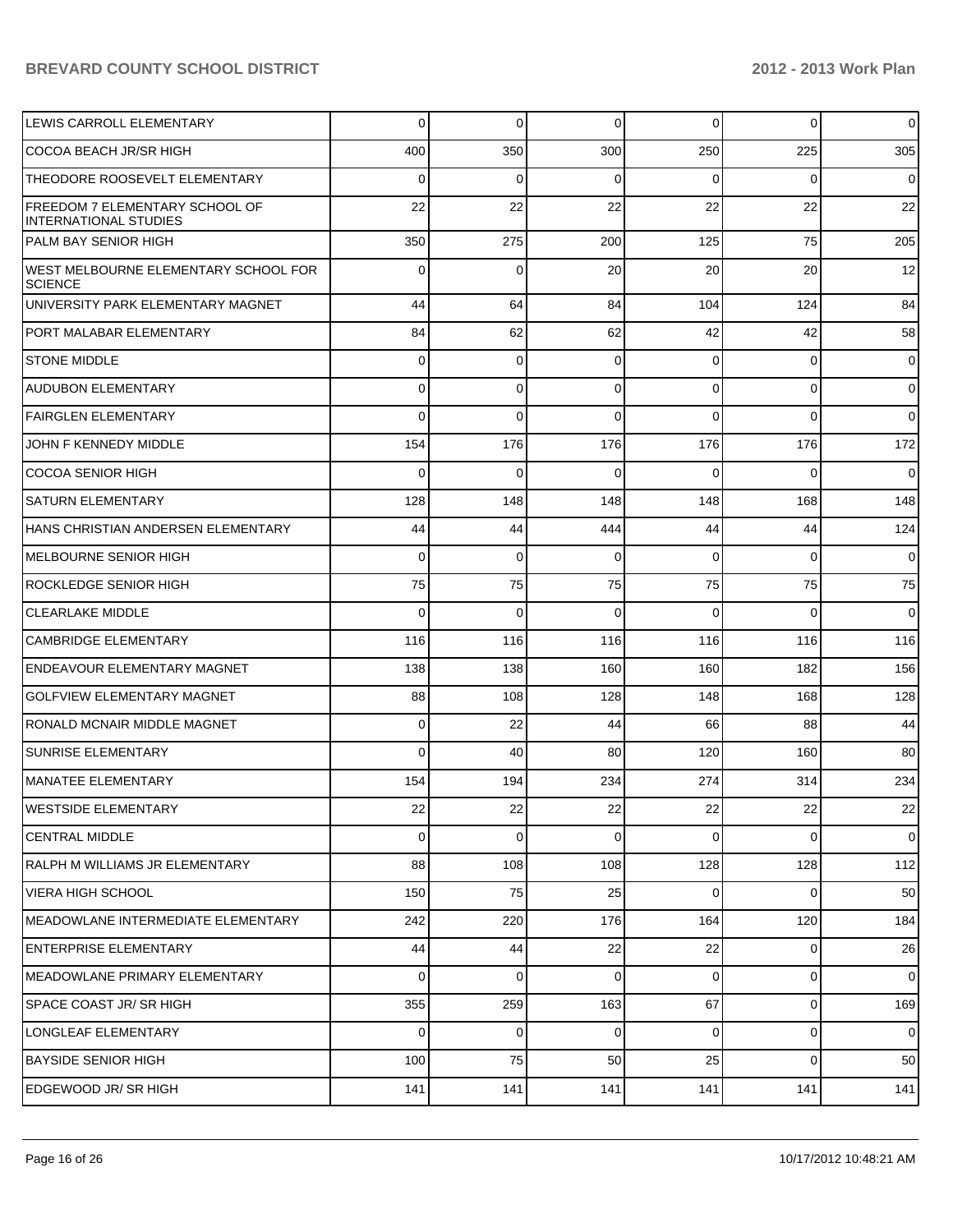| | | | | | | |
|---|---|---|---|---|---|---|
| LEWIS CARROLL ELEMENTARY | 0 | 0 | 0 | 0 | 0 | 0 |
| COCOA BEACH JR/SR HIGH | 400 | 350 | 300 | 250 | 225 | 305 |
| THEODORE ROOSEVELT ELEMENTARY | 0 | 0 | 0 | 0 | 0 | 0 |
| FREEDOM 7 ELEMENTARY SCHOOL OF INTERNATIONAL STUDIES | 22 | 22 | 22 | 22 | 22 | 22 |
| PALM BAY SENIOR HIGH | 350 | 275 | 200 | 125 | 75 | 205 |
| WEST MELBOURNE ELEMENTARY SCHOOL FOR SCIENCE | 0 | 0 | 20 | 20 | 20 | 12 |
| UNIVERSITY PARK ELEMENTARY MAGNET | 44 | 64 | 84 | 104 | 124 | 84 |
| PORT MALABAR ELEMENTARY | 84 | 62 | 62 | 42 | 42 | 58 |
| STONE MIDDLE | 0 | 0 | 0 | 0 | 0 | 0 |
| AUDUBON ELEMENTARY | 0 | 0 | 0 | 0 | 0 | 0 |
| FAIRGLEN ELEMENTARY | 0 | 0 | 0 | 0 | 0 | 0 |
| JOHN F KENNEDY MIDDLE | 154 | 176 | 176 | 176 | 176 | 172 |
| COCOA SENIOR HIGH | 0 | 0 | 0 | 0 | 0 | 0 |
| SATURN ELEMENTARY | 128 | 148 | 148 | 148 | 168 | 148 |
| HANS CHRISTIAN ANDERSEN ELEMENTARY | 44 | 44 | 444 | 44 | 44 | 124 |
| MELBOURNE SENIOR HIGH | 0 | 0 | 0 | 0 | 0 | 0 |
| ROCKLEDGE SENIOR HIGH | 75 | 75 | 75 | 75 | 75 | 75 |
| CLEARLAKE MIDDLE | 0 | 0 | 0 | 0 | 0 | 0 |
| CAMBRIDGE ELEMENTARY | 116 | 116 | 116 | 116 | 116 | 116 |
| ENDEAVOUR ELEMENTARY MAGNET | 138 | 138 | 160 | 160 | 182 | 156 |
| GOLFVIEW ELEMENTARY MAGNET | 88 | 108 | 128 | 148 | 168 | 128 |
| RONALD MCNAIR MIDDLE MAGNET | 0 | 22 | 44 | 66 | 88 | 44 |
| SUNRISE ELEMENTARY | 0 | 40 | 80 | 120 | 160 | 80 |
| MANATEE ELEMENTARY | 154 | 194 | 234 | 274 | 314 | 234 |
| WESTSIDE ELEMENTARY | 22 | 22 | 22 | 22 | 22 | 22 |
| CENTRAL MIDDLE | 0 | 0 | 0 | 0 | 0 | 0 |
| RALPH M WILLIAMS JR ELEMENTARY | 88 | 108 | 108 | 128 | 128 | 112 |
| VIERA HIGH SCHOOL | 150 | 75 | 25 | 0 | 0 | 50 |
| MEADOWLANE INTERMEDIATE ELEMENTARY | 242 | 220 | 176 | 164 | 120 | 184 |
| ENTERPRISE ELEMENTARY | 44 | 44 | 22 | 22 | 0 | 26 |
| MEADOWLANE PRIMARY ELEMENTARY | 0 | 0 | 0 | 0 | 0 | 0 |
| SPACE COAST JR/ SR HIGH | 355 | 259 | 163 | 67 | 0 | 169 |
| LONGLEAF ELEMENTARY | 0 | 0 | 0 | 0 | 0 | 0 |
| BAYSIDE SENIOR HIGH | 100 | 75 | 50 | 25 | 0 | 50 |
| EDGEWOOD JR/ SR HIGH | 141 | 141 | 141 | 141 | 141 | 141 |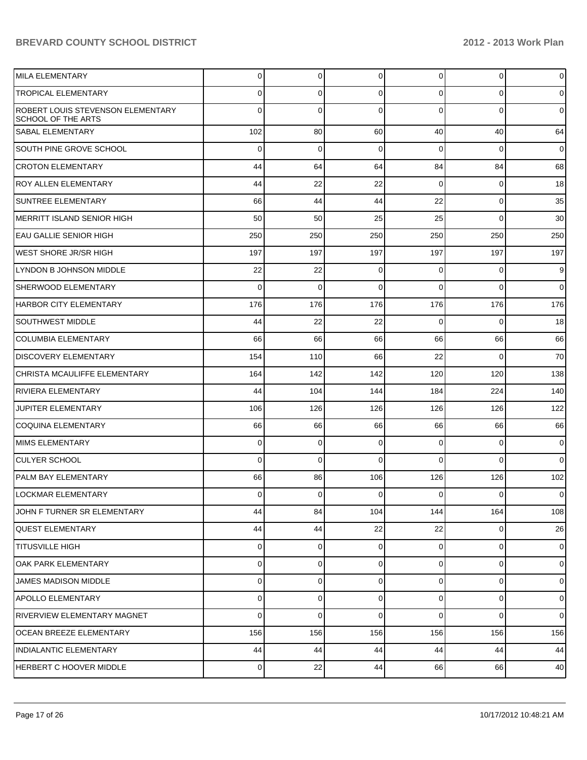| | | | | | | |
|---|---|---|---|---|---|---|
| MILA ELEMENTARY | 0 | 0 | 0 | 0 | 0 | 0 |
| TROPICAL ELEMENTARY | 0 | 0 | 0 | 0 | 0 | 0 |
| ROBERT LOUIS STEVENSON ELEMENTARY SCHOOL OF THE ARTS | 0 | 0 | 0 | 0 | 0 | 0 |
| SABAL ELEMENTARY | 102 | 80 | 60 | 40 | 40 | 64 |
| SOUTH PINE GROVE SCHOOL | 0 | 0 | 0 | 0 | 0 | 0 |
| CROTON ELEMENTARY | 44 | 64 | 64 | 84 | 84 | 68 |
| ROY ALLEN ELEMENTARY | 44 | 22 | 22 | 0 | 0 | 18 |
| SUNTREE ELEMENTARY | 66 | 44 | 44 | 22 | 0 | 35 |
| MERRITT ISLAND SENIOR HIGH | 50 | 50 | 25 | 25 | 0 | 30 |
| EAU GALLIE SENIOR HIGH | 250 | 250 | 250 | 250 | 250 | 250 |
| WEST SHORE JR/SR HIGH | 197 | 197 | 197 | 197 | 197 | 197 |
| LYNDON B JOHNSON MIDDLE | 22 | 22 | 0 | 0 | 0 | 9 |
| SHERWOOD ELEMENTARY | 0 | 0 | 0 | 0 | 0 | 0 |
| HARBOR CITY ELEMENTARY | 176 | 176 | 176 | 176 | 176 | 176 |
| SOUTHWEST MIDDLE | 44 | 22 | 22 | 0 | 0 | 18 |
| COLUMBIA ELEMENTARY | 66 | 66 | 66 | 66 | 66 | 66 |
| DISCOVERY ELEMENTARY | 154 | 110 | 66 | 22 | 0 | 70 |
| CHRISTA MCAULIFFE ELEMENTARY | 164 | 142 | 142 | 120 | 120 | 138 |
| RIVIERA ELEMENTARY | 44 | 104 | 144 | 184 | 224 | 140 |
| JUPITER ELEMENTARY | 106 | 126 | 126 | 126 | 126 | 122 |
| COQUINA ELEMENTARY | 66 | 66 | 66 | 66 | 66 | 66 |
| MIMS ELEMENTARY | 0 | 0 | 0 | 0 | 0 | 0 |
| CULYER SCHOOL | 0 | 0 | 0 | 0 | 0 | 0 |
| PALM BAY ELEMENTARY | 66 | 86 | 106 | 126 | 126 | 102 |
| LOCKMAR ELEMENTARY | 0 | 0 | 0 | 0 | 0 | 0 |
| JOHN F TURNER SR ELEMENTARY | 44 | 84 | 104 | 144 | 164 | 108 |
| QUEST ELEMENTARY | 44 | 44 | 22 | 22 | 0 | 26 |
| TITUSVILLE HIGH | 0 | 0 | 0 | 0 | 0 | 0 |
| OAK PARK ELEMENTARY | 0 | 0 | 0 | 0 | 0 | 0 |
| JAMES MADISON MIDDLE | 0 | 0 | 0 | 0 | 0 | 0 |
| APOLLO ELEMENTARY | 0 | 0 | 0 | 0 | 0 | 0 |
| RIVERVIEW ELEMENTARY MAGNET | 0 | 0 | 0 | 0 | 0 | 0 |
| OCEAN BREEZE ELEMENTARY | 156 | 156 | 156 | 156 | 156 | 156 |
| INDIALANTIC ELEMENTARY | 44 | 44 | 44 | 44 | 44 | 44 |
| HERBERT C HOOVER MIDDLE | 0 | 22 | 44 | 66 | 66 | 40 |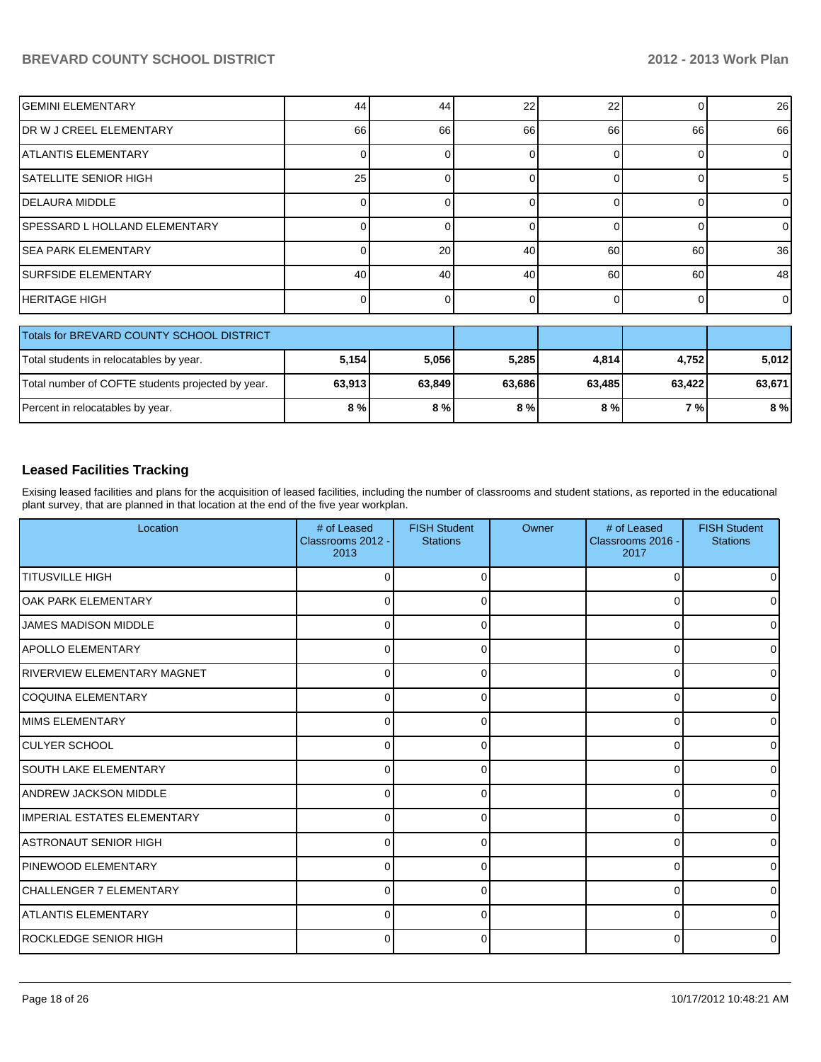| | | | | | | |
|---|---|---|---|---|---|---|
| GEMINI ELEMENTARY | 44 | 44 | 22 | 22 | 0 | 26 |
| DR W J CREEL ELEMENTARY | 66 | 66 | 66 | 66 | 66 | 66 |
| ATLANTIS ELEMENTARY | 0 | 0 | 0 | 0 | 0 | 0 |
| SATELLITE SENIOR HIGH | 25 | 0 | 0 | 0 | 0 | 5 |
| DELAURA MIDDLE | 0 | 0 | 0 | 0 | 0 | 0 |
| SPESSARD L HOLLAND ELEMENTARY | 0 | 0 | 0 | 0 | 0 | 0 |
| SEA PARK ELEMENTARY | 0 | 20 | 40 | 60 | 60 | 36 |
| SURFSIDE ELEMENTARY | 40 | 40 | 40 | 60 | 60 | 48 |
| HERITAGE HIGH | 0 | 0 | 0 | 0 | 0 | 0 |

| Totals for BREVARD COUNTY SCHOOL DISTRICT | | | | | | |
|---|---|---|---|---|---|---|
| Total students in relocatables by year. | **5,154** | **5,056** | **5,285** | **4,814** | **4,752** | **5,012** |
| Total number of COFTE students projected by year. | **63,913** | **63,849** | **63,686** | **63,485** | **63,422** | **63,671** |
| Percent in relocatables by year. | **8 %** | **8 %** | **8 %** | **8 %** | **7 %** | **8 %** |

## Leased Facilities Tracking

Exising leased facilities and plans for the acquisition of leased facilities, including the number of classrooms and student stations, as reported in the educational plant survey, that are planned in that location at the end of the five year workplan.

| Location | # of Leased Classrooms 2012 - 2013 | FISH Student Stations | Owner | # of Leased Classrooms 2016 - 2017 | FISH Student Stations |
|---|---|---|---|---|---|
| TITUSVILLE HIGH | 0 | 0 | | 0 | 0 |
| OAK PARK ELEMENTARY | 0 | 0 | | 0 | 0 |
| JAMES MADISON MIDDLE | 0 | 0 | | 0 | 0 |
| APOLLO ELEMENTARY | 0 | 0 | | 0 | 0 |
| RIVERVIEW ELEMENTARY MAGNET | 0 | 0 | | 0 | 0 |
| COQUINA ELEMENTARY | 0 | 0 | | 0 | 0 |
| MIMS ELEMENTARY | 0 | 0 | | 0 | 0 |
| CULYER SCHOOL | 0 | 0 | | 0 | 0 |
| SOUTH LAKE ELEMENTARY | 0 | 0 | | 0 | 0 |
| ANDREW JACKSON MIDDLE | 0 | 0 | | 0 | 0 |
| IMPERIAL ESTATES ELEMENTARY | 0 | 0 | | 0 | 0 |
| ASTRONAUT SENIOR HIGH | 0 | 0 | | 0 | 0 |
| PINEWOOD ELEMENTARY | 0 | 0 | | 0 | 0 |
| CHALLENGER 7 ELEMENTARY | 0 | 0 | | 0 | 0 |
| ATLANTIS ELEMENTARY | 0 | 0 | | 0 | 0 |
| ROCKLEDGE SENIOR HIGH | 0 | 0 | | 0 | 0 |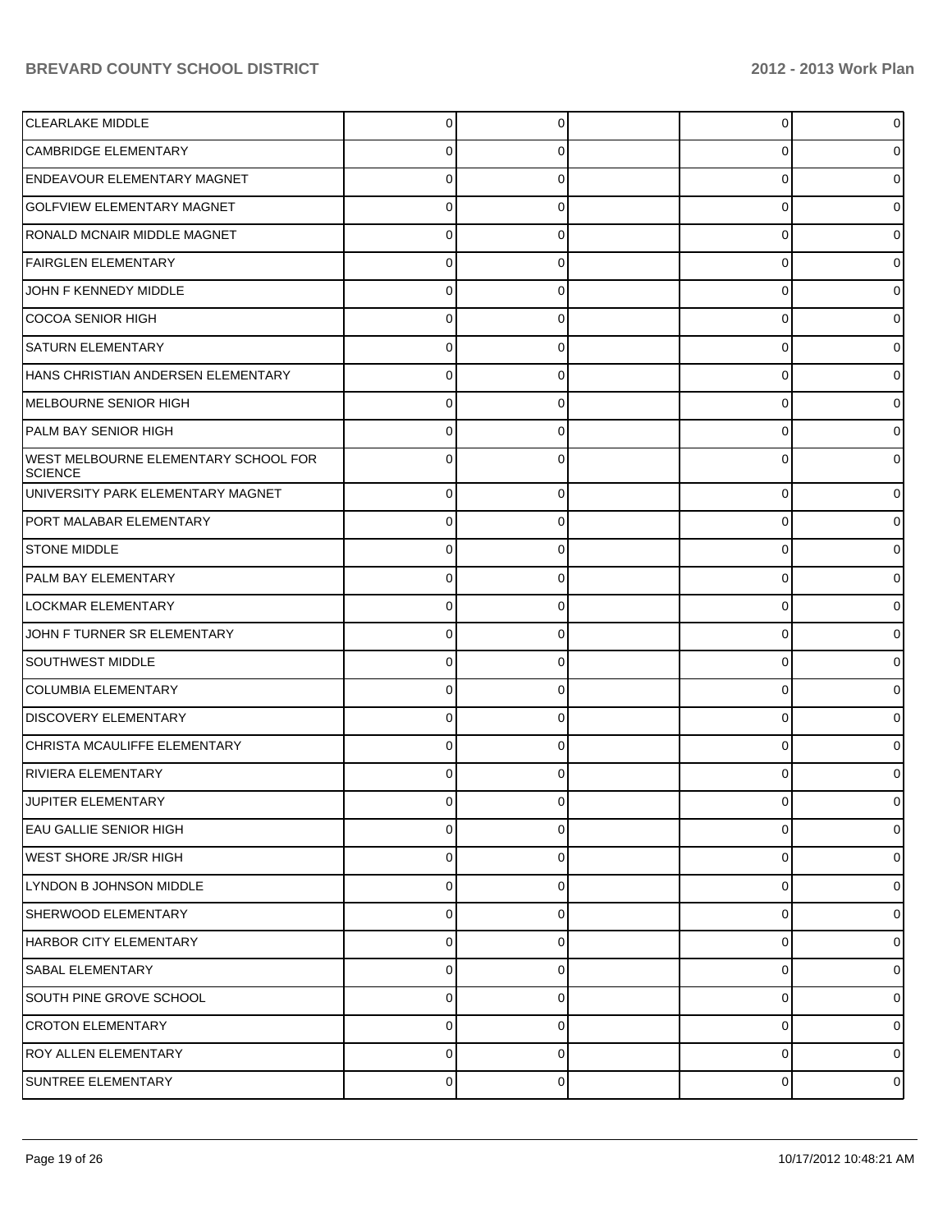| | | | | | |
|---|---|---|---|---|---|
| CLEARLAKE MIDDLE | 0 | 0 | | 0 | 0 |
| CAMBRIDGE ELEMENTARY | 0 | 0 | | 0 | 0 |
| ENDEAVOUR ELEMENTARY MAGNET | 0 | 0 | | 0 | 0 |
| GOLFVIEW ELEMENTARY MAGNET | 0 | 0 | | 0 | 0 |
| RONALD MCNAIR MIDDLE MAGNET | 0 | 0 | | 0 | 0 |
| FAIRGLEN ELEMENTARY | 0 | 0 | | 0 | 0 |
| JOHN F KENNEDY MIDDLE | 0 | 0 | | 0 | 0 |
| COCOA SENIOR HIGH | 0 | 0 | | 0 | 0 |
| SATURN ELEMENTARY | 0 | 0 | | 0 | 0 |
| HANS CHRISTIAN ANDERSEN ELEMENTARY | 0 | 0 | | 0 | 0 |
| MELBOURNE SENIOR HIGH | 0 | 0 | | 0 | 0 |
| PALM BAY SENIOR HIGH | 0 | 0 | | 0 | 0 |
| WEST MELBOURNE ELEMENTARY SCHOOL FOR SCIENCE | 0 | 0 | | 0 | 0 |
| UNIVERSITY PARK ELEMENTARY MAGNET | 0 | 0 | | 0 | 0 |
| PORT MALABAR ELEMENTARY | 0 | 0 | | 0 | 0 |
| STONE MIDDLE | 0 | 0 | | 0 | 0 |
| PALM BAY ELEMENTARY | 0 | 0 | | 0 | 0 |
| LOCKMAR ELEMENTARY | 0 | 0 | | 0 | 0 |
| JOHN F TURNER SR ELEMENTARY | 0 | 0 | | 0 | 0 |
| SOUTHWEST MIDDLE | 0 | 0 | | 0 | 0 |
| COLUMBIA ELEMENTARY | 0 | 0 | | 0 | 0 |
| DISCOVERY ELEMENTARY | 0 | 0 | | 0 | 0 |
| CHRISTA MCAULIFFE ELEMENTARY | 0 | 0 | | 0 | 0 |
| RIVIERA ELEMENTARY | 0 | 0 | | 0 | 0 |
| JUPITER ELEMENTARY | 0 | 0 | | 0 | 0 |
| EAU GALLIE SENIOR HIGH | 0 | 0 | | 0 | 0 |
| WEST SHORE JR/SR HIGH | 0 | 0 | | 0 | 0 |
| LYNDON B JOHNSON MIDDLE | 0 | 0 | | 0 | 0 |
| SHERWOOD ELEMENTARY | 0 | 0 | | 0 | 0 |
| HARBOR CITY ELEMENTARY | 0 | 0 | | 0 | 0 |
| SABAL ELEMENTARY | 0 | 0 | | 0 | 0 |
| SOUTH PINE GROVE SCHOOL | 0 | 0 | | 0 | 0 |
| CROTON ELEMENTARY | 0 | 0 | | 0 | 0 |
| ROY ALLEN ELEMENTARY | 0 | 0 | | 0 | 0 |
| SUNTREE ELEMENTARY | 0 | 0 | | 0 | 0 |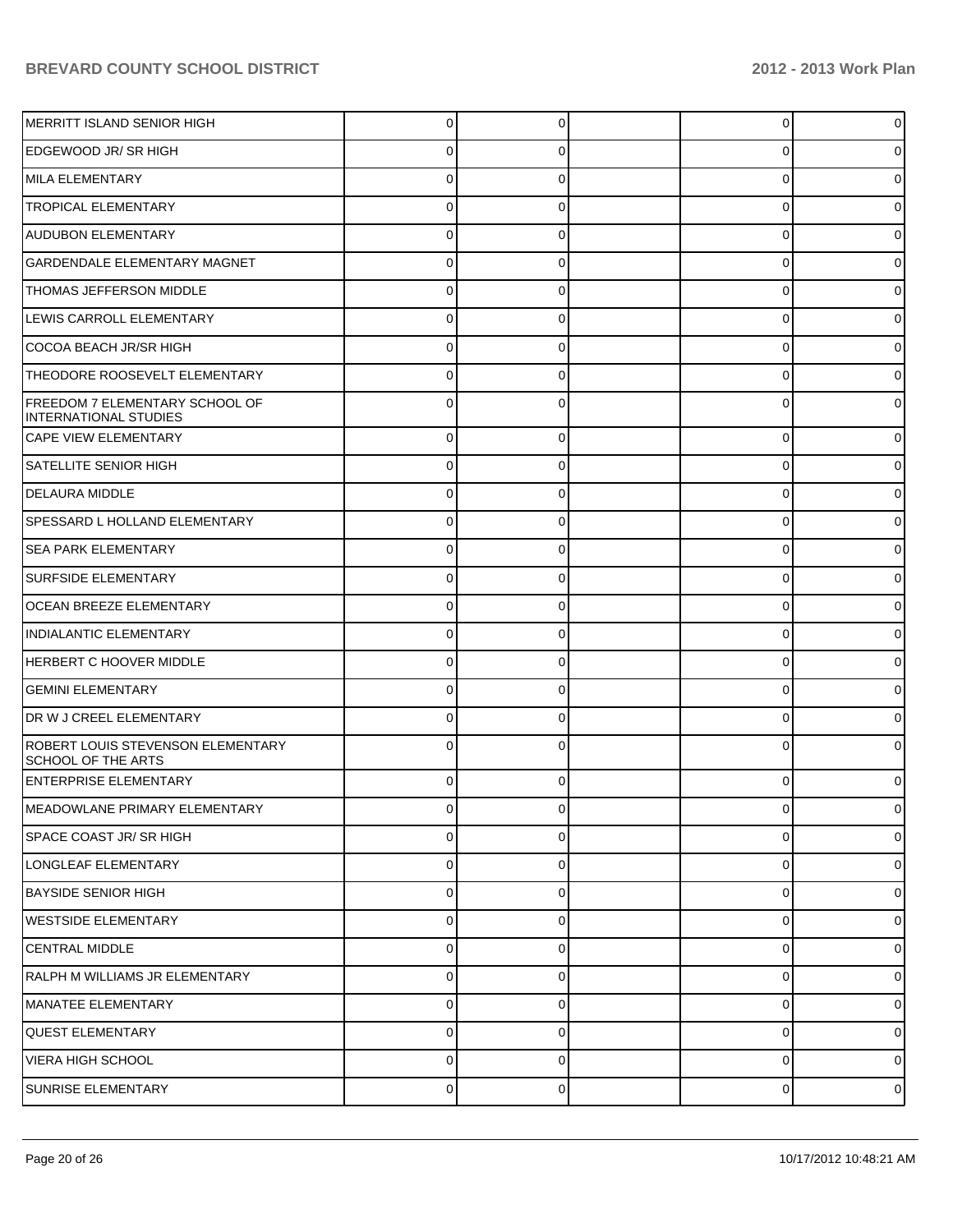| | | | | | |
|---|---|---|---|---|---|
| MERRITT ISLAND SENIOR HIGH | 0 | 0 | | 0 | 0 |
| EDGEWOOD JR/ SR HIGH | 0 | 0 | | 0 | 0 |
| MILA ELEMENTARY | 0 | 0 | | 0 | 0 |
| TROPICAL ELEMENTARY | 0 | 0 | | 0 | 0 |
| AUDUBON ELEMENTARY | 0 | 0 | | 0 | 0 |
| GARDENDALE ELEMENTARY MAGNET | 0 | 0 | | 0 | 0 |
| THOMAS JEFFERSON MIDDLE | 0 | 0 | | 0 | 0 |
| LEWIS CARROLL ELEMENTARY | 0 | 0 | | 0 | 0 |
| COCOA BEACH JR/SR HIGH | 0 | 0 | | 0 | 0 |
| THEODORE ROOSEVELT ELEMENTARY | 0 | 0 | | 0 | 0 |
| FREEDOM 7 ELEMENTARY SCHOOL OF INTERNATIONAL STUDIES | 0 | 0 | | 0 | 0 |
| CAPE VIEW ELEMENTARY | 0 | 0 | | 0 | 0 |
| SATELLITE SENIOR HIGH | 0 | 0 | | 0 | 0 |
| DELAURA MIDDLE | 0 | 0 | | 0 | 0 |
| SPESSARD L HOLLAND ELEMENTARY | 0 | 0 | | 0 | 0 |
| SEA PARK ELEMENTARY | 0 | 0 | | 0 | 0 |
| SURFSIDE ELEMENTARY | 0 | 0 | | 0 | 0 |
| OCEAN BREEZE ELEMENTARY | 0 | 0 | | 0 | 0 |
| INDIALANTIC ELEMENTARY | 0 | 0 | | 0 | 0 |
| HERBERT C HOOVER MIDDLE | 0 | 0 | | 0 | 0 |
| GEMINI ELEMENTARY | 0 | 0 | | 0 | 0 |
| DR W J CREEL ELEMENTARY | 0 | 0 | | 0 | 0 |
| ROBERT LOUIS STEVENSON ELEMENTARY SCHOOL OF THE ARTS | 0 | 0 | | 0 | 0 |
| ENTERPRISE ELEMENTARY | 0 | 0 | | 0 | 0 |
| MEADOWLANE PRIMARY ELEMENTARY | 0 | 0 | | 0 | 0 |
| SPACE COAST JR/ SR HIGH | 0 | 0 | | 0 | 0 |
| LONGLEAF ELEMENTARY | 0 | 0 | | 0 | 0 |
| BAYSIDE SENIOR HIGH | 0 | 0 | | 0 | 0 |
| WESTSIDE ELEMENTARY | 0 | 0 | | 0 | 0 |
| CENTRAL MIDDLE | 0 | 0 | | 0 | 0 |
| RALPH M WILLIAMS JR ELEMENTARY | 0 | 0 | | 0 | 0 |
| MANATEE ELEMENTARY | 0 | 0 | | 0 | 0 |
| QUEST ELEMENTARY | 0 | 0 | | 0 | 0 |
| VIERA HIGH SCHOOL | 0 | 0 | | 0 | 0 |
| SUNRISE ELEMENTARY | 0 | 0 | | 0 | 0 |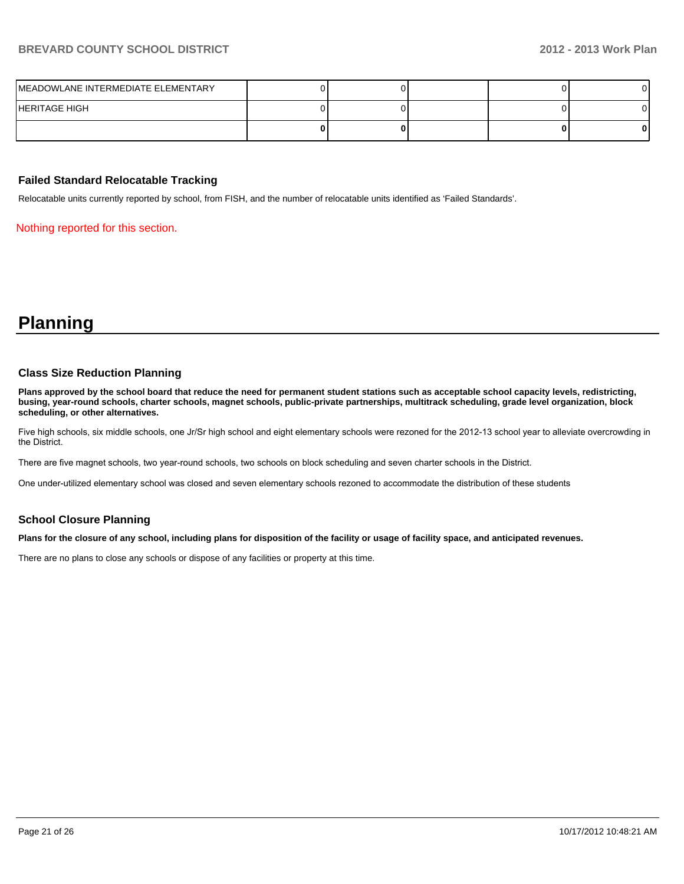| | | | | | |
|---|---|---|---|---|---|
| MEADOWLANE INTERMEDIATE ELEMENTARY | 0 | 0 | | 0 | 0 |
| HERITAGE HIGH | 0 | 0 | | 0 | 0 |
| | **0** | **0** | | **0** | **0** |

### Failed Standard Relocatable Tracking

Relocatable units currently reported by school, from FISH, and the number of relocatable units identified as 'Failed Standards'.

Nothing reported for this section.

# Planning

### Class Size Reduction Planning

**Plans approved by the school board that reduce the need for permanent student stations such as acceptable school capacity levels, redistricting, busing, year-round schools, charter schools, magnet schools, public-private partnerships, multitrack scheduling, grade level organization, block scheduling, or other alternatives.**

Five high schools, six middle schools, one Jr/Sr high school and eight elementary schools were rezoned for the 2012-13 school year to alleviate overcrowding in the District.

There are five magnet schools, two year-round schools, two schools on block scheduling and seven charter schools in the District.

One under-utilized elementary school was closed and seven elementary schools rezoned to accommodate the distribution of these students

### School Closure Planning

**Plans for the closure of any school, including plans for disposition of the facility or usage of facility space, and anticipated revenues.**

There are no plans to close any schools or dispose of any facilities or property at this time.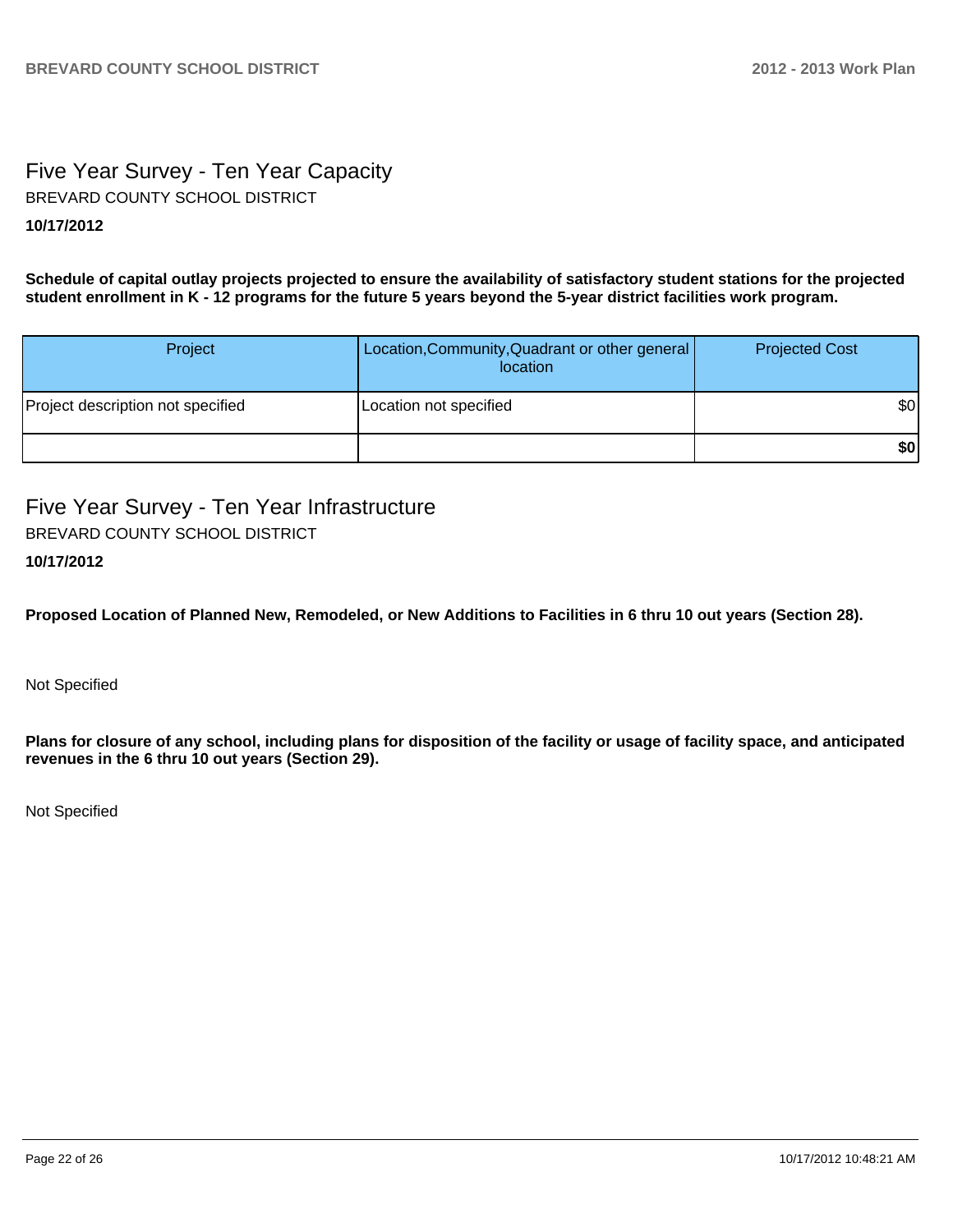## Five Year Survey - Ten Year Capacity

BREVARD COUNTY SCHOOL DISTRICT

**10/17/2012**

**Schedule of capital outlay projects projected to ensure the availability of satisfactory student stations for the projected student enrollment in K - 12 programs for the future 5 years beyond the 5-year district facilities work program.**

| Project | Location,Community,Quadrant or other general location | Projected Cost |
|---|---|---|
| Project description not specified | Location not specified | $0 |
| | | **$0** |

## Five Year Survey - Ten Year Infrastructure

BREVARD COUNTY SCHOOL DISTRICT

**10/17/2012**

**Proposed Location of Planned New, Remodeled, or New Additions to Facilities in 6 thru 10 out years (Section 28).**

Not Specified

**Plans for closure of any school, including plans for disposition of the facility or usage of facility space, and anticipated revenues in the 6 thru 10 out years (Section 29).**

Not Specified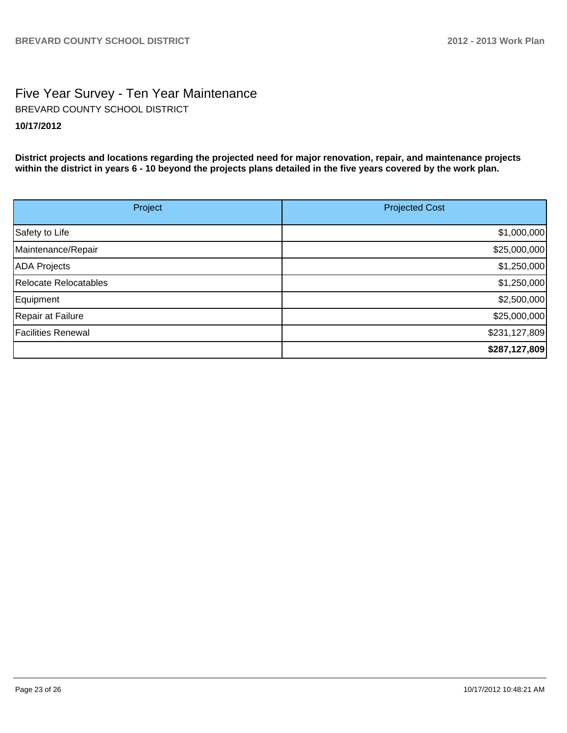# Five Year Survey - Ten Year Maintenance

BREVARD COUNTY SCHOOL DISTRICT

**10/17/2012**

**District projects and locations regarding the projected need for major renovation, repair, and maintenance projects within the district in years 6 - 10 beyond the projects plans detailed in the five years covered by the work plan.**

| Project | Projected Cost |
|---|---|
| Safety to Life | $1,000,000 |
| Maintenance/Repair | $25,000,000 |
| ADA Projects | $1,250,000 |
| Relocate Relocatables | $1,250,000 |
| Equipment | $2,500,000 |
| Repair at Failure | $25,000,000 |
| Facilities Renewal | $231,127,809 |
| | **$287,127,809** |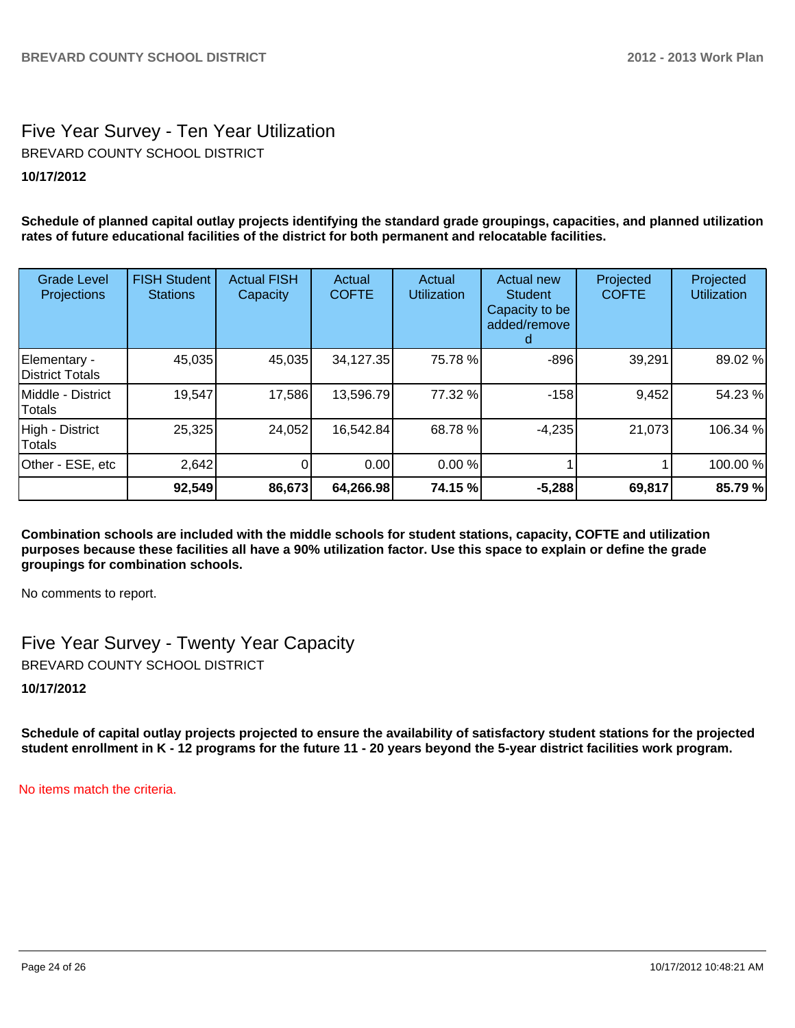# Five Year Survey - Ten Year Utilization

BREVARD COUNTY SCHOOL DISTRICT

**10/17/2012**

**Schedule of planned capital outlay projects identifying the standard grade groupings, capacities, and planned utilization rates of future educational facilities of the district for both permanent and relocatable facilities.**

| Grade Level Projections | FISH Student Stations | Actual FISH Capacity | Actual COFTE | Actual Utilization | Actual new Student Capacity to be added/removed | Projected COFTE | Projected Utilization |
|---|---|---|---|---|---|---|---|
| Elementary - District Totals | 45,035 | 45,035 | 34,127.35 | 75.78 % | -896 | 39,291 | 89.02 % |
| Middle - District Totals | 19,547 | 17,586 | 13,596.79 | 77.32 % | -158 | 9,452 | 54.23 % |
| High - District Totals | 25,325 | 24,052 | 16,542.84 | 68.78 % | -4,235 | 21,073 | 106.34 % |
| Other - ESE, etc | 2,642 | 0 | 0.00 | 0.00 % | 1 | 1 | 100.00 % |
| | **92,549** | **86,673** | **64,266.98** | **74.15 %** | **-5,288** | **69,817** | **85.79 %** |

**Combination schools are included with the middle schools for student stations, capacity, COFTE and utilization purposes because these facilities all have a 90% utilization factor. Use this space to explain or define the grade groupings for combination schools.**

No comments to report.

# Five Year Survey - Twenty Year Capacity

BREVARD COUNTY SCHOOL DISTRICT

**10/17/2012**

**Schedule of capital outlay projects projected to ensure the availability of satisfactory student stations for the projected student enrollment in K - 12 programs for the future 11 - 20 years beyond the 5-year district facilities work program.**

No items match the criteria.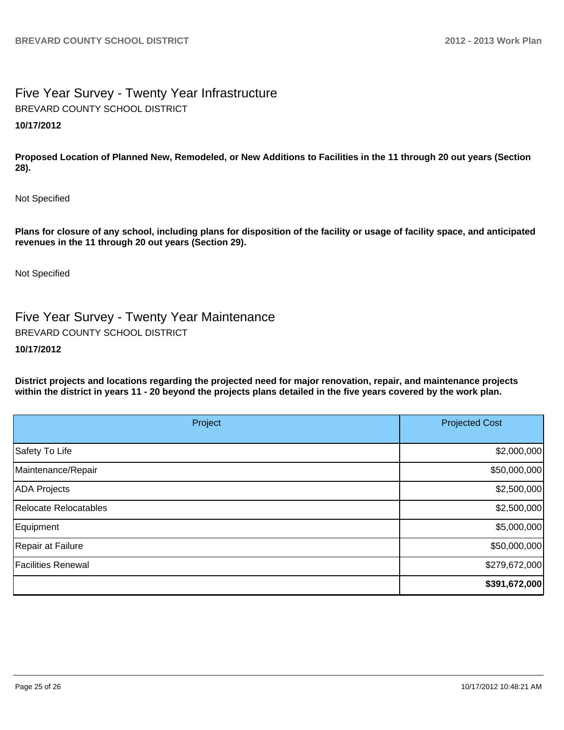## Five Year Survey - Twenty Year Infrastructure

BREVARD COUNTY SCHOOL DISTRICT

**10/17/2012**

**Proposed Location of Planned New, Remodeled, or New Additions to Facilities in the 11 through 20 out years (Section 28).**

Not Specified

**Plans for closure of any school, including plans for disposition of the facility or usage of facility space, and anticipated revenues in the 11 through 20 out years (Section 29).**

Not Specified

## Five Year Survey - Twenty Year Maintenance

BREVARD COUNTY SCHOOL DISTRICT

**10/17/2012**

**District projects and locations regarding the projected need for major renovation, repair, and maintenance projects within the district in years 11 - 20 beyond the projects plans detailed in the five years covered by the work plan.**

| Project | Projected Cost |
|---|---:|
| Safety To Life | $2,000,000 |
| Maintenance/Repair | $50,000,000 |
| ADA Projects | $2,500,000 |
| Relocate Relocatables | $2,500,000 |
| Equipment | $5,000,000 |
| Repair at Failure | $50,000,000 |
| Facilities Renewal | $279,672,000 |
| | **$391,672,000** |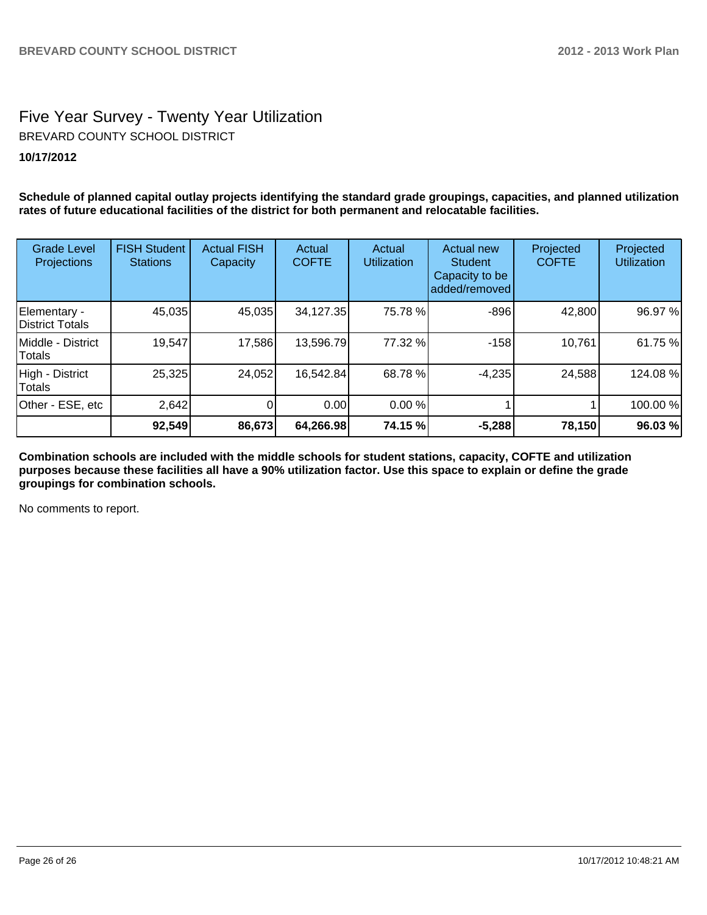# Five Year Survey - Twenty Year Utilization

BREVARD COUNTY SCHOOL DISTRICT

**10/17/2012**

**Schedule of planned capital outlay projects identifying the standard grade groupings, capacities, and planned utilization rates of future educational facilities of the district for both permanent and relocatable facilities.**

| Grade Level Projections | FISH Student Stations | Actual FISH Capacity | Actual COFTE | Actual Utilization | Actual new Student Capacity to be added/removed | Projected COFTE | Projected Utilization |
|---|---|---|---|---|---|---|---|
| Elementary - District Totals | 45,035 | 45,035 | 34,127.35 | 75.78 % | -896 | 42,800 | 96.97 % |
| Middle - District Totals | 19,547 | 17,586 | 13,596.79 | 77.32 % | -158 | 10,761 | 61.75 % |
| High - District Totals | 25,325 | 24,052 | 16,542.84 | 68.78 % | -4,235 | 24,588 | 124.08 % |
| Other - ESE, etc | 2,642 | 0 | 0.00 | 0.00 % | 1 | 1 | 100.00 % |
| | **92,549** | **86,673** | **64,266.98** | **74.15 %** | **-5,288** | **78,150** | **96.03 %** |

**Combination schools are included with the middle schools for student stations, capacity, COFTE and utilization purposes because these facilities all have a 90% utilization factor. Use this space to explain or define the grade groupings for combination schools.**

No comments to report.